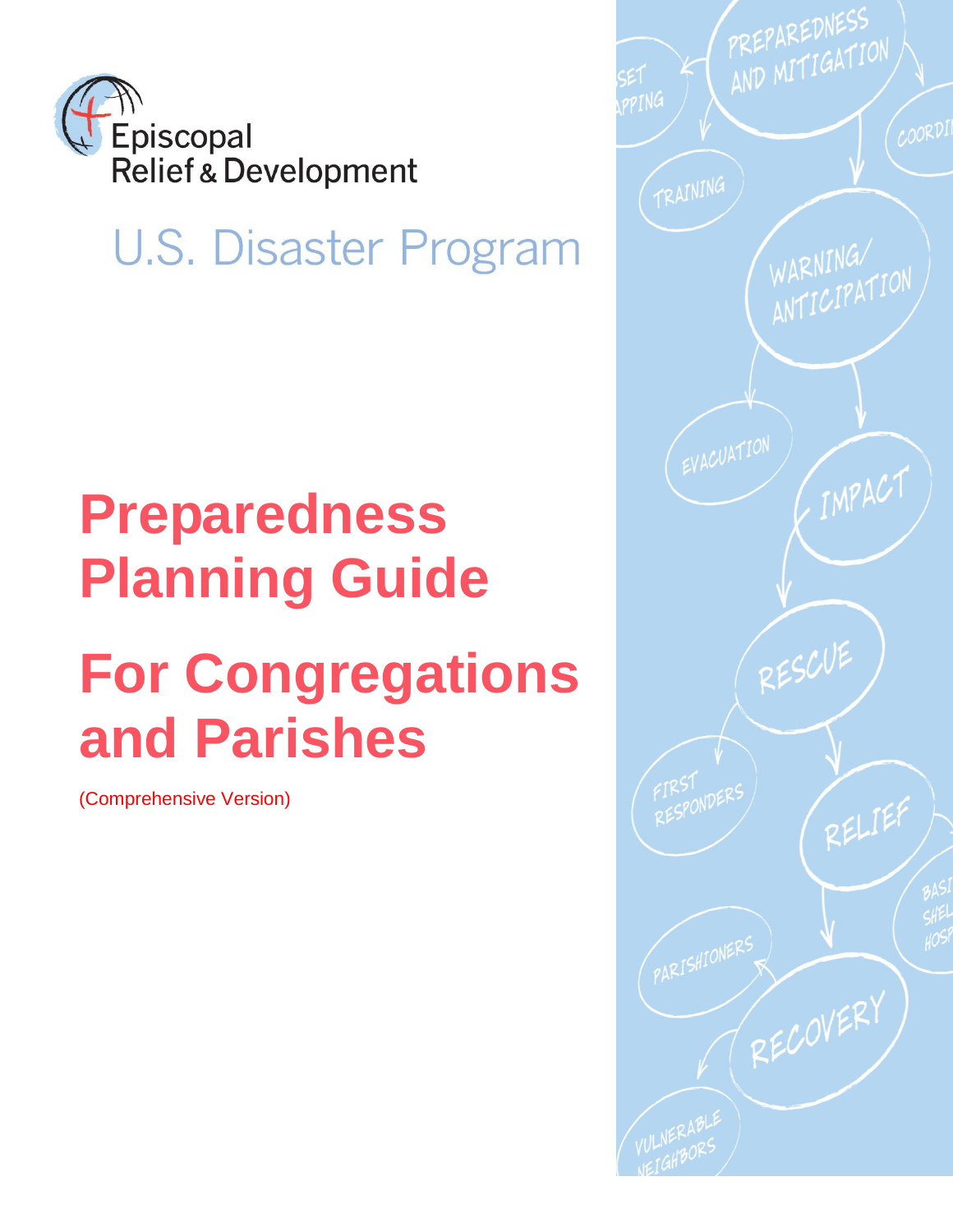Episcopal Relief & Development

U.S. Disaster Program

# Preparedness Planning Guide

# For Congregations and Parishes

(Comprehensive Version)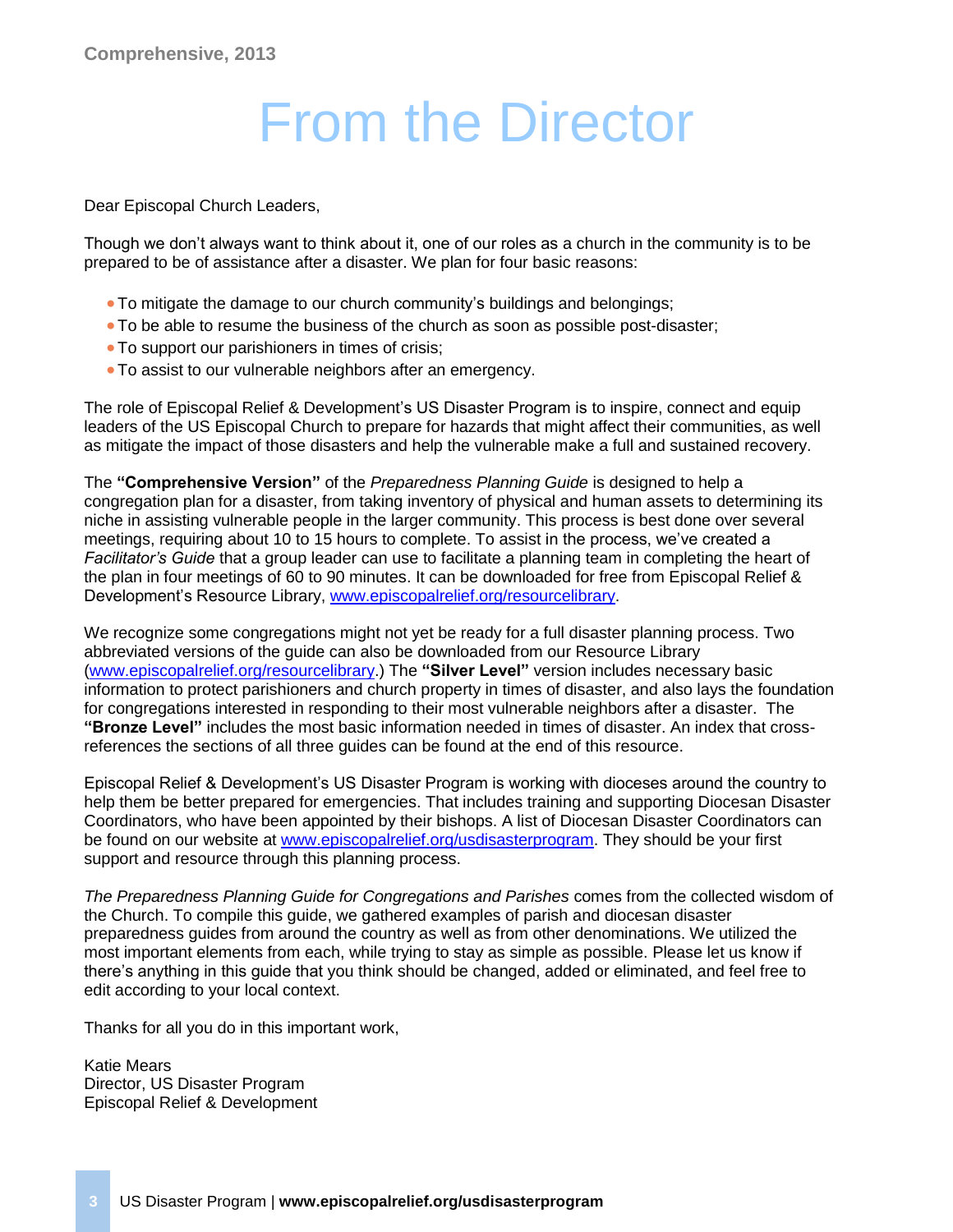# From the Director

Dear Episcopal Church Leaders,

Though we don't always want to think about it, one of our roles as a church in the community is to be prepared to be of assistance after a disaster. We plan for four basic reasons:

- To mitigate the damage to our church community's buildings and belongings;
- To be able to resume the business of the church as soon as possible post-disaster;
- To support our parishioners in times of crisis;
- To assist to our vulnerable neighbors after an emergency.

The role of Episcopal Relief & Development's US Disaster Program is to inspire, connect and equip leaders of the US Episcopal Church to prepare for hazards that might affect their communities, as well as mitigate the impact of those disasters and help the vulnerable make a full and sustained recovery.

The **"Comprehensive Version"** of the *Preparedness Planning Guide* is designed to help a congregation plan for a disaster, from taking inventory of physical and human assets to determining its niche in assisting vulnerable people in the larger community. This process is best done over several meetings, requiring about 10 to 15 hours to complete. To assist in the process, we've created a *Facilitator's Guide* that a group leader can use to facilitate a planning team in completing the heart of the plan in four meetings of 60 to 90 minutes. It can be downloaded for free from Episcopal Relief & Development's Resource Library, www.episcopalrelief.org/resourcelibrary.

We recognize some congregations might not yet be ready for a full disaster planning process. Two abbreviated versions of the guide can also be downloaded from our Resource Library (www.episcopalrelief.org/resourcelibrary.) The **"Silver Level"** version includes necessary basic information to protect parishioners and church property in times of disaster, and also lays the foundation for congregations interested in responding to their most vulnerable neighbors after a disaster. The **"Bronze Level"** includes the most basic information needed in times of disaster. An index that cross-references the sections of all three guides can be found at the end of this resource.

Episcopal Relief & Development's US Disaster Program is working with dioceses around the country to help them be better prepared for emergencies. That includes training and supporting Diocesan Disaster Coordinators, who have been appointed by their bishops. A list of Diocesan Disaster Coordinators can be found on our website at www.episcopalrelief.org/usdisasterprogram. They should be your first support and resource through this planning process.

*The Preparedness Planning Guide for Congregations and Parishes* comes from the collected wisdom of the Church. To compile this guide, we gathered examples of parish and diocesan disaster preparedness guides from around the country as well as from other denominations. We utilized the most important elements from each, while trying to stay as simple as possible. Please let us know if there's anything in this guide that you think should be changed, added or eliminated, and feel free to edit according to your local context.

Thanks for all you do in this important work,

Katie Mears
Director, US Disaster Program
Episcopal Relief & Development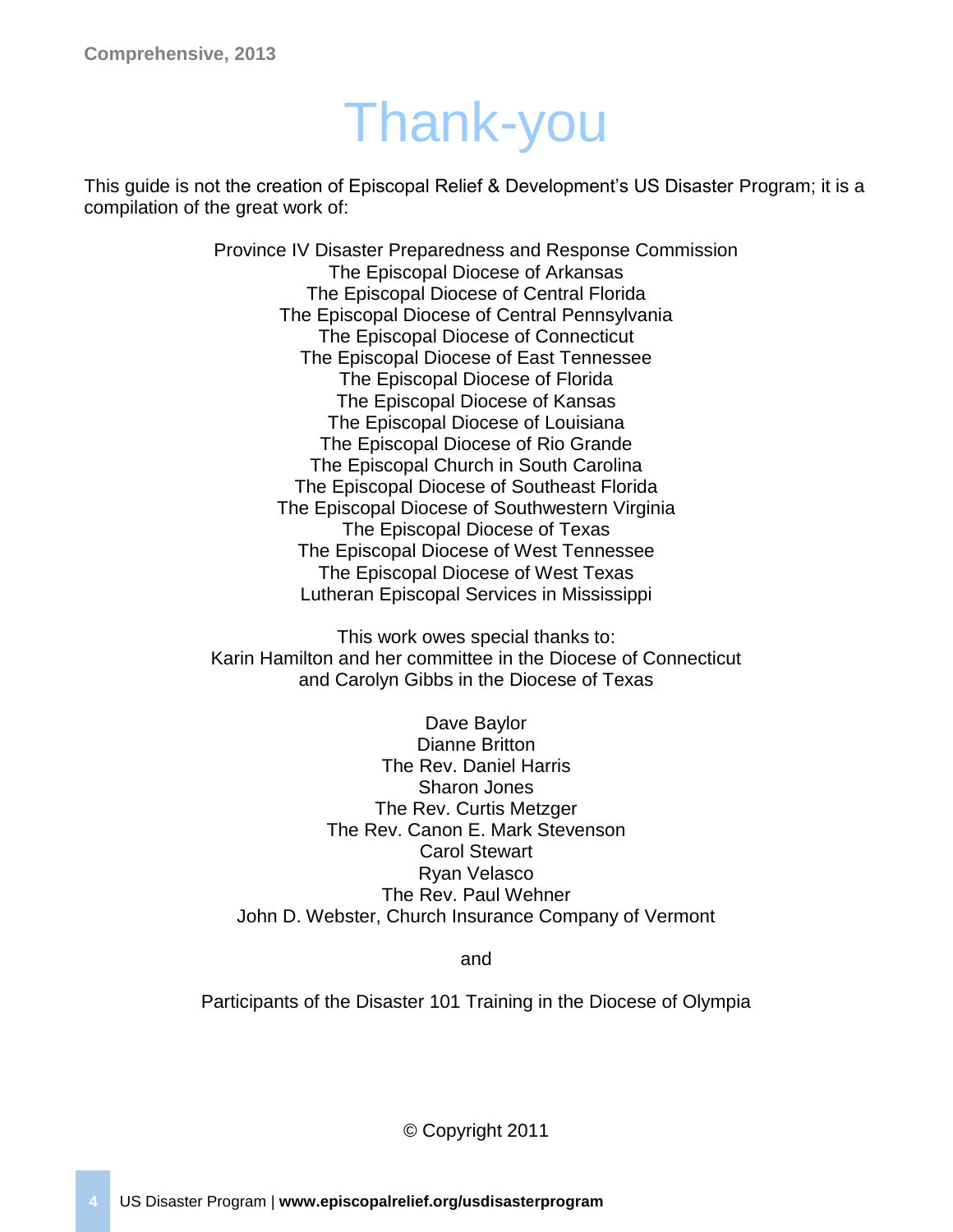# Thank-you

This guide is not the creation of Episcopal Relief & Development's US Disaster Program; it is a compilation of the great work of:

Province IV Disaster Preparedness and Response Commission
The Episcopal Diocese of Arkansas
The Episcopal Diocese of Central Florida
The Episcopal Diocese of Central Pennsylvania
The Episcopal Diocese of Connecticut
The Episcopal Diocese of East Tennessee
The Episcopal Diocese of Florida
The Episcopal Diocese of Kansas
The Episcopal Diocese of Louisiana
The Episcopal Diocese of Rio Grande
The Episcopal Church in South Carolina
The Episcopal Diocese of Southeast Florida
The Episcopal Diocese of Southwestern Virginia
The Episcopal Diocese of Texas
The Episcopal Diocese of West Tennessee
The Episcopal Diocese of West Texas
Lutheran Episcopal Services in Mississippi

This work owes special thanks to:
Karin Hamilton and her committee in the Diocese of Connecticut
and Carolyn Gibbs in the Diocese of Texas

Dave Baylor
Dianne Britton
The Rev. Daniel Harris
Sharon Jones
The Rev. Curtis Metzger
The Rev. Canon E. Mark Stevenson
Carol Stewart
Ryan Velasco
The Rev. Paul Wehner
John D. Webster, Church Insurance Company of Vermont

and

Participants of the Disaster 101 Training in the Diocese of Olympia

© Copyright 2011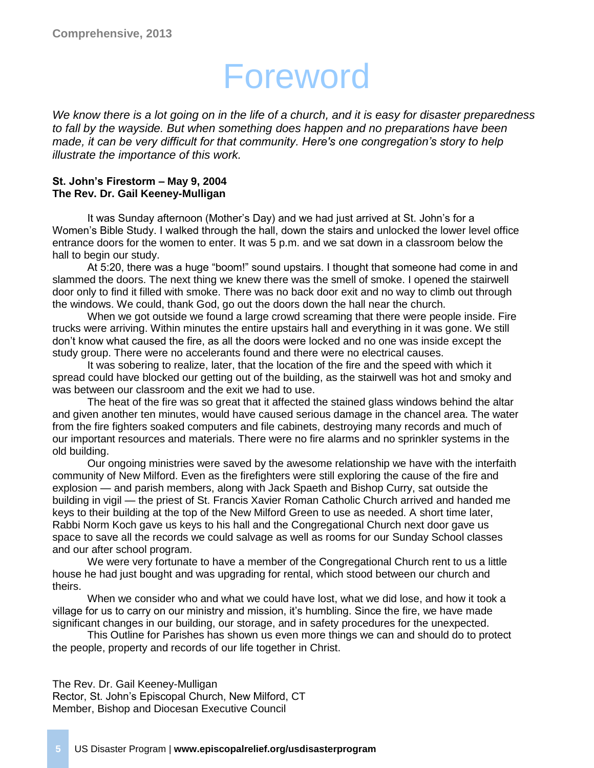# Foreword

*We know there is a lot going on in the life of a church, and it is easy for disaster preparedness to fall by the wayside. But when something does happen and no preparations have been made, it can be very difficult for that community. Here's one congregation's story to help illustrate the importance of this work.*

**St. John's Firestorm – May 9, 2004**
**The Rev. Dr. Gail Keeney-Mulligan**

It was Sunday afternoon (Mother's Day) and we had just arrived at St. John's for a Women's Bible Study. I walked through the hall, down the stairs and unlocked the lower level office entrance doors for the women to enter. It was 5 p.m. and we sat down in a classroom below the hall to begin our study.

At 5:20, there was a huge "boom!" sound upstairs. I thought that someone had come in and slammed the doors. The next thing we knew there was the smell of smoke. I opened the stairwell door only to find it filled with smoke. There was no back door exit and no way to climb out through the windows. We could, thank God, go out the doors down the hall near the church.

When we got outside we found a large crowd screaming that there were people inside. Fire trucks were arriving. Within minutes the entire upstairs hall and everything in it was gone. We still don't know what caused the fire, as all the doors were locked and no one was inside except the study group. There were no accelerants found and there were no electrical causes.

It was sobering to realize, later, that the location of the fire and the speed with which it spread could have blocked our getting out of the building, as the stairwell was hot and smoky and was between our classroom and the exit we had to use.

The heat of the fire was so great that it affected the stained glass windows behind the altar and given another ten minutes, would have caused serious damage in the chancel area. The water from the fire fighters soaked computers and file cabinets, destroying many records and much of our important resources and materials. There were no fire alarms and no sprinkler systems in the old building.

Our ongoing ministries were saved by the awesome relationship we have with the interfaith community of New Milford. Even as the firefighters were still exploring the cause of the fire and explosion — and parish members, along with Jack Spaeth and Bishop Curry, sat outside the building in vigil — the priest of St. Francis Xavier Roman Catholic Church arrived and handed me keys to their building at the top of the New Milford Green to use as needed. A short time later, Rabbi Norm Koch gave us keys to his hall and the Congregational Church next door gave us space to save all the records we could salvage as well as rooms for our Sunday School classes and our after school program.

We were very fortunate to have a member of the Congregational Church rent to us a little house he had just bought and was upgrading for rental, which stood between our church and theirs.

When we consider who and what we could have lost, what we did lose, and how it took a village for us to carry on our ministry and mission, it's humbling. Since the fire, we have made significant changes in our building, our storage, and in safety procedures for the unexpected.

This Outline for Parishes has shown us even more things we can and should do to protect the people, property and records of our life together in Christ.

The Rev. Dr. Gail Keeney-Mulligan
Rector, St. John's Episcopal Church, New Milford, CT
Member, Bishop and Diocesan Executive Council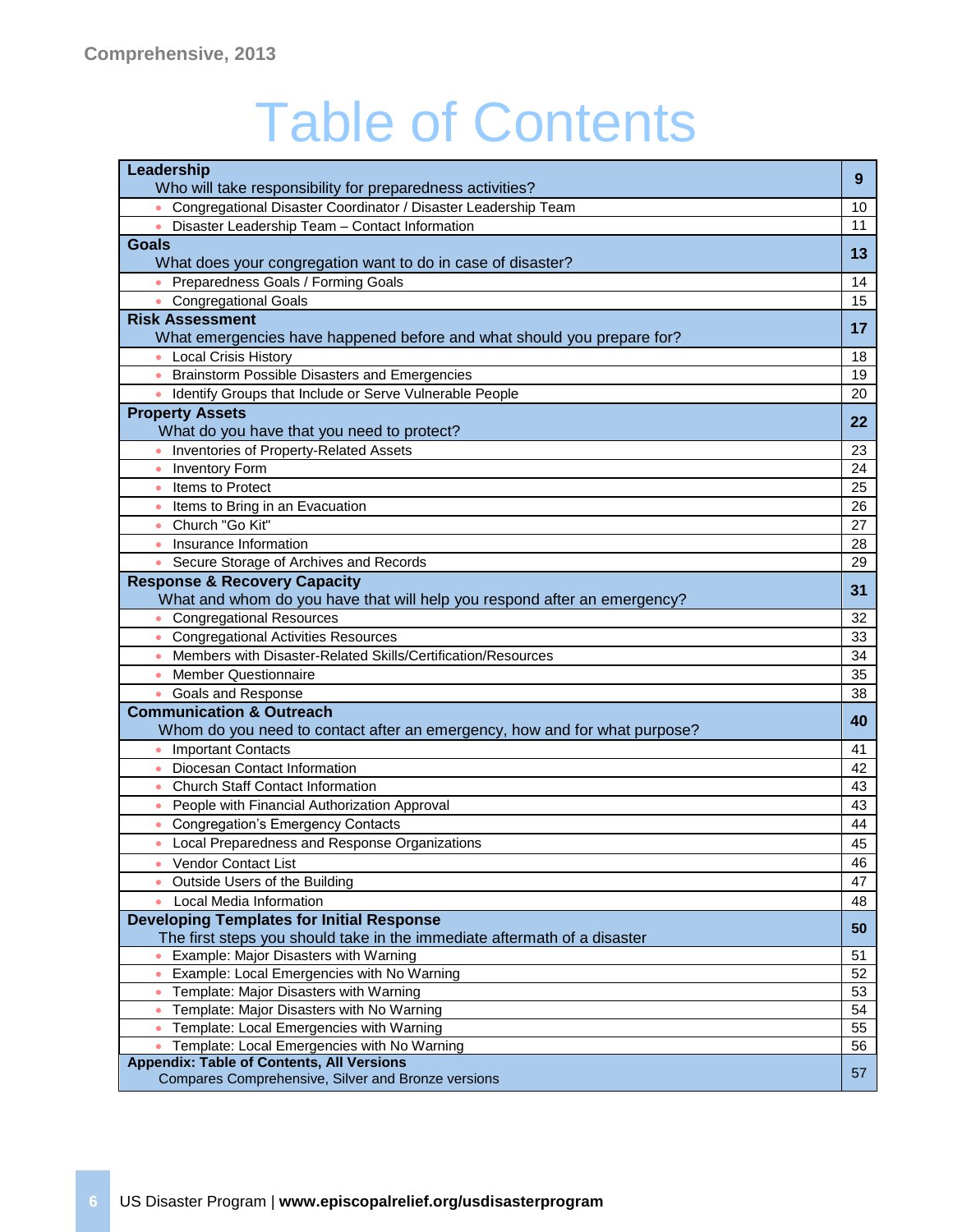# Table of Contents

| Section | Page |
|---|---|
| **Leadership**<br>Who will take responsibility for preparedness activities? | **9** |
| • Congregational Disaster Coordinator / Disaster Leadership Team | 10 |
| • Disaster Leadership Team – Contact Information | 11 |
| **Goals**<br>What does your congregation want to do in case of disaster? | **13** |
| • Preparedness Goals / Forming Goals | 14 |
| • Congregational Goals | 15 |
| **Risk Assessment**<br>What emergencies have happened before and what should you prepare for? | **17** |
| • Local Crisis History | 18 |
| • Brainstorm Possible Disasters and Emergencies | 19 |
| • Identify Groups that Include or Serve Vulnerable People | 20 |
| **Property Assets**<br>What do you have that you need to protect? | **22** |
| • Inventories of Property-Related Assets | 23 |
| • Inventory Form | 24 |
| • Items to Protect | 25 |
| • Items to Bring in an Evacuation | 26 |
| • Church "Go Kit" | 27 |
| • Insurance Information | 28 |
| • Secure Storage of Archives and Records | 29 |
| **Response & Recovery Capacity**<br>What and whom do you have that will help you respond after an emergency? | **31** |
| • Congregational Resources | 32 |
| • Congregational Activities Resources | 33 |
| • Members with Disaster-Related Skills/Certification/Resources | 34 |
| • Member Questionnaire | 35 |
| • Goals and Response | 38 |
| **Communication & Outreach**<br>Whom do you need to contact after an emergency, how and for what purpose? | **40** |
| • Important Contacts | 41 |
| • Diocesan Contact Information | 42 |
| • Church Staff Contact Information | 43 |
| • People with Financial Authorization Approval | 43 |
| • Congregation's Emergency Contacts | 44 |
| • Local Preparedness and Response Organizations | 45 |
| • Vendor Contact List | 46 |
| • Outside Users of the Building | 47 |
| • Local Media Information | 48 |
| **Developing Templates for Initial Response**<br>The first steps you should take in the immediate aftermath of a disaster | **50** |
| • Example: Major Disasters with Warning | 51 |
| • Example: Local Emergencies with No Warning | 52 |
| • Template: Major Disasters with Warning | 53 |
| • Template: Major Disasters with No Warning | 54 |
| • Template: Local Emergencies with Warning | 55 |
| • Template: Local Emergencies with No Warning | 56 |
| **Appendix: Table of Contents, All Versions**<br>Compares Comprehensive, Silver and Bronze versions | 57 |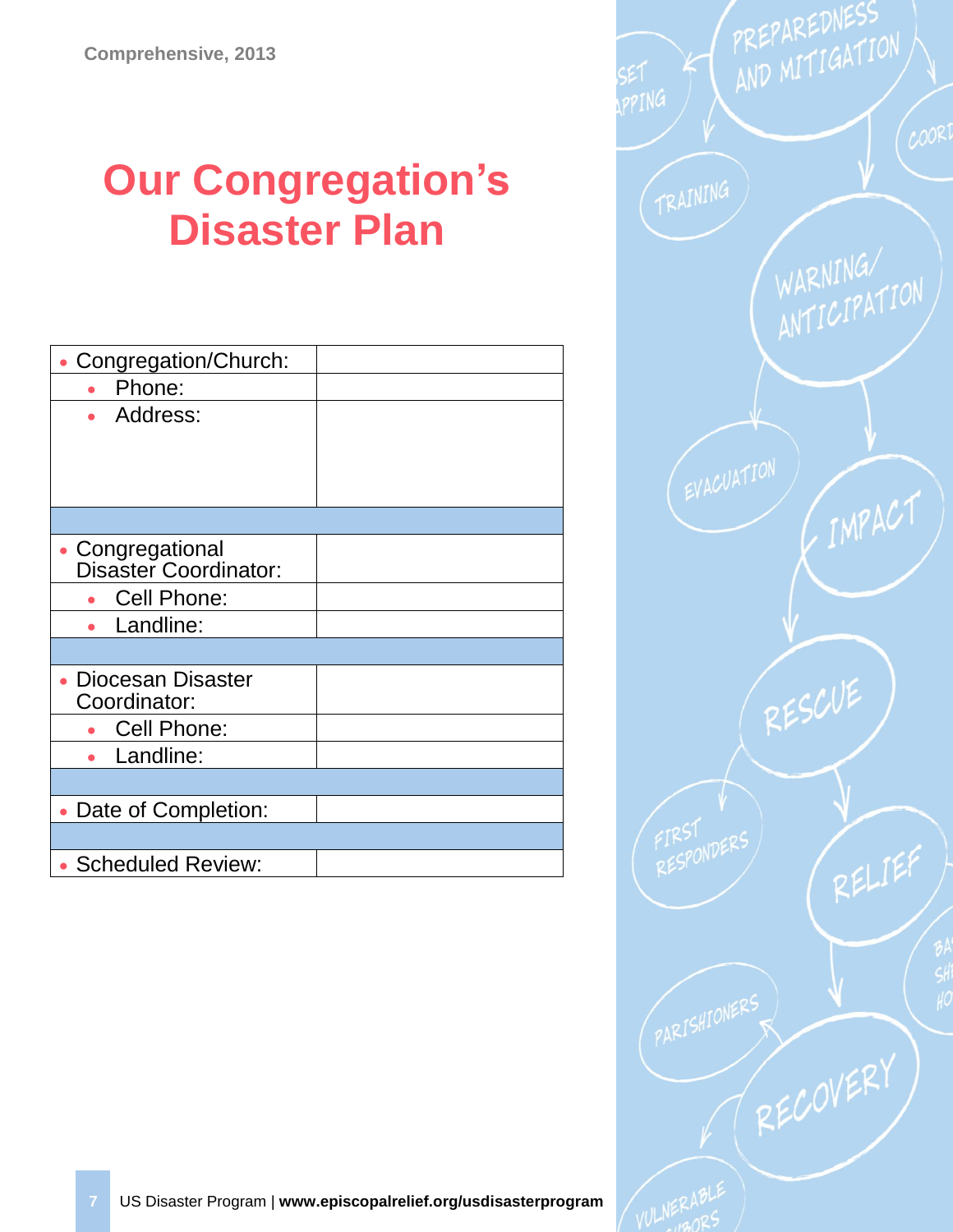# Our Congregation's Disaster Plan

| | |
|---|---|
| • Congregation/Church: | |
| • Phone: | |
| • Address: | |
| | |
| • Congregational Disaster Coordinator: | |
| • Cell Phone: | |
| • Landline: | |
| | |
| • Diocesan Disaster Coordinator: | |
| • Cell Phone: | |
| • Landline: | |
| | |
| • Date of Completion: | |
| | |
| • Scheduled Review: | |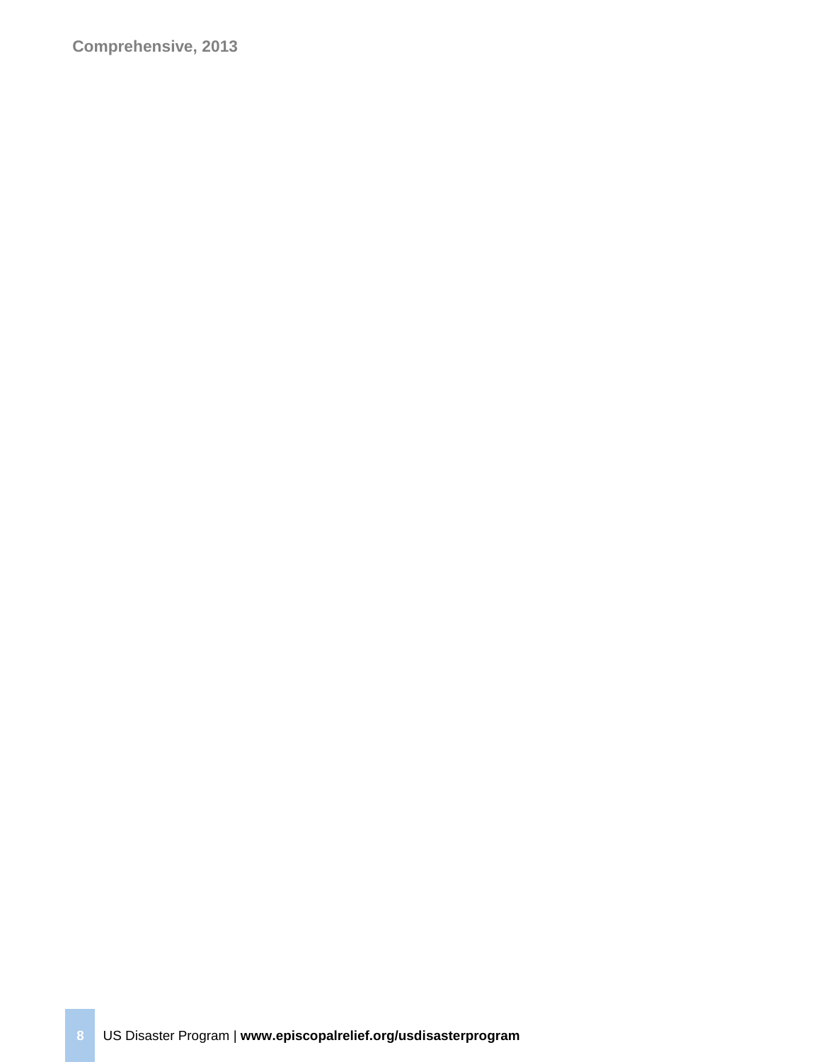Comprehensive, 2013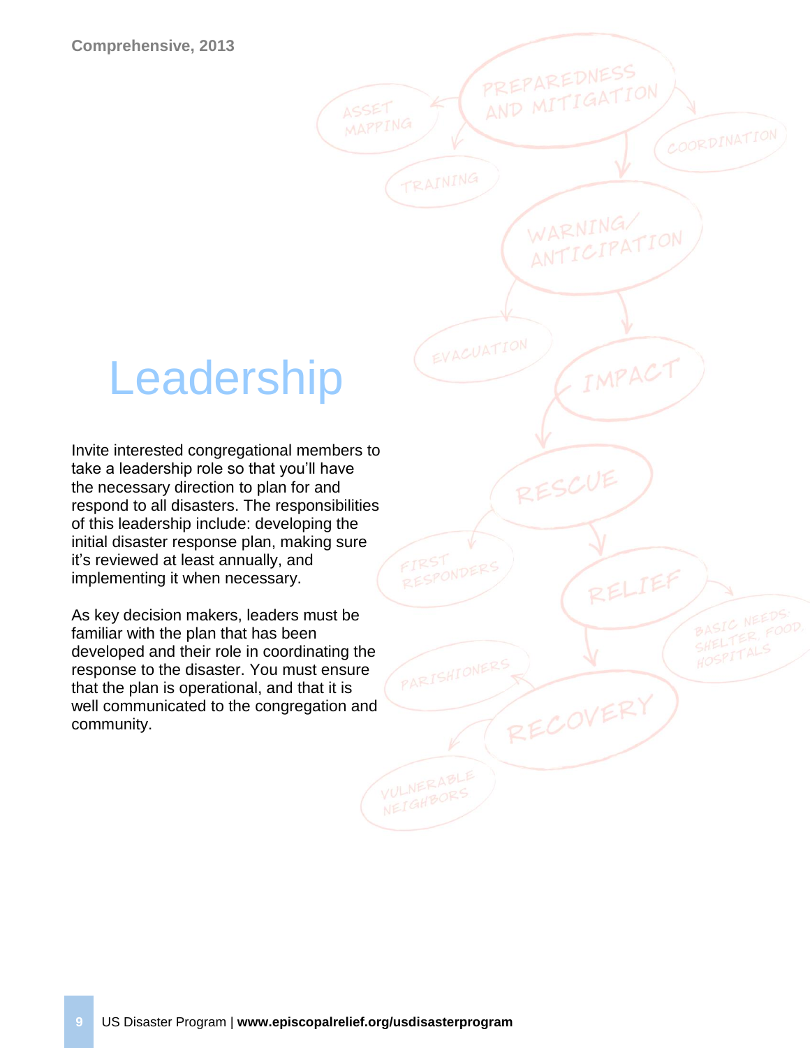# Leadership

Invite interested congregational members to take a leadership role so that you'll have the necessary direction to plan for and respond to all disasters. The responsibilities of this leadership include: developing the initial disaster response plan, making sure it's reviewed at least annually, and implementing it when necessary.

As key decision makers, leaders must be familiar with the plan that has been developed and their role in coordinating the response to the disaster. You must ensure that the plan is operational, and that it is well communicated to the congregation and community.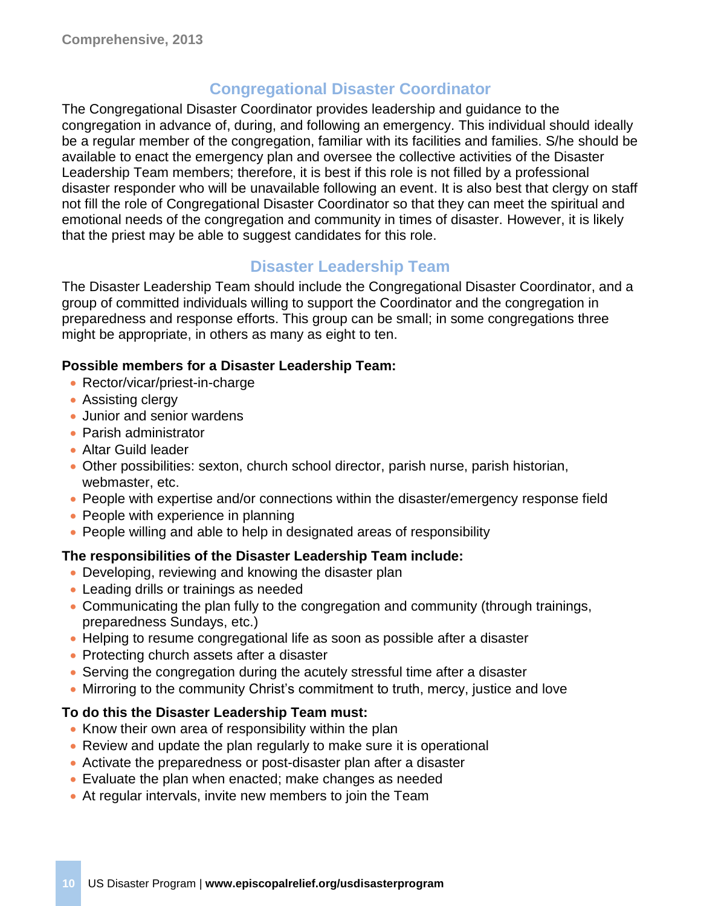## Congregational Disaster Coordinator

The Congregational Disaster Coordinator provides leadership and guidance to the congregation in advance of, during, and following an emergency. This individual should ideally be a regular member of the congregation, familiar with its facilities and families. S/he should be available to enact the emergency plan and oversee the collective activities of the Disaster Leadership Team members; therefore, it is best if this role is not filled by a professional disaster responder who will be unavailable following an event. It is also best that clergy on staff not fill the role of Congregational Disaster Coordinator so that they can meet the spiritual and emotional needs of the congregation and community in times of disaster. However, it is likely that the priest may be able to suggest candidates for this role.

## Disaster Leadership Team

The Disaster Leadership Team should include the Congregational Disaster Coordinator, and a group of committed individuals willing to support the Coordinator and the congregation in preparedness and response efforts. This group can be small; in some congregations three might be appropriate, in others as many as eight to ten.

**Possible members for a Disaster Leadership Team:**

- Rector/vicar/priest-in-charge
- Assisting clergy
- Junior and senior wardens
- Parish administrator
- Altar Guild leader
- Other possibilities: sexton, church school director, parish nurse, parish historian, webmaster, etc.
- People with expertise and/or connections within the disaster/emergency response field
- People with experience in planning
- People willing and able to help in designated areas of responsibility

**The responsibilities of the Disaster Leadership Team include:**

- Developing, reviewing and knowing the disaster plan
- Leading drills or trainings as needed
- Communicating the plan fully to the congregation and community (through trainings, preparedness Sundays, etc.)
- Helping to resume congregational life as soon as possible after a disaster
- Protecting church assets after a disaster
- Serving the congregation during the acutely stressful time after a disaster
- Mirroring to the community Christ's commitment to truth, mercy, justice and love

**To do this the Disaster Leadership Team must:**

- Know their own area of responsibility within the plan
- Review and update the plan regularly to make sure it is operational
- Activate the preparedness or post-disaster plan after a disaster
- Evaluate the plan when enacted; make changes as needed
- At regular intervals, invite new members to join the Team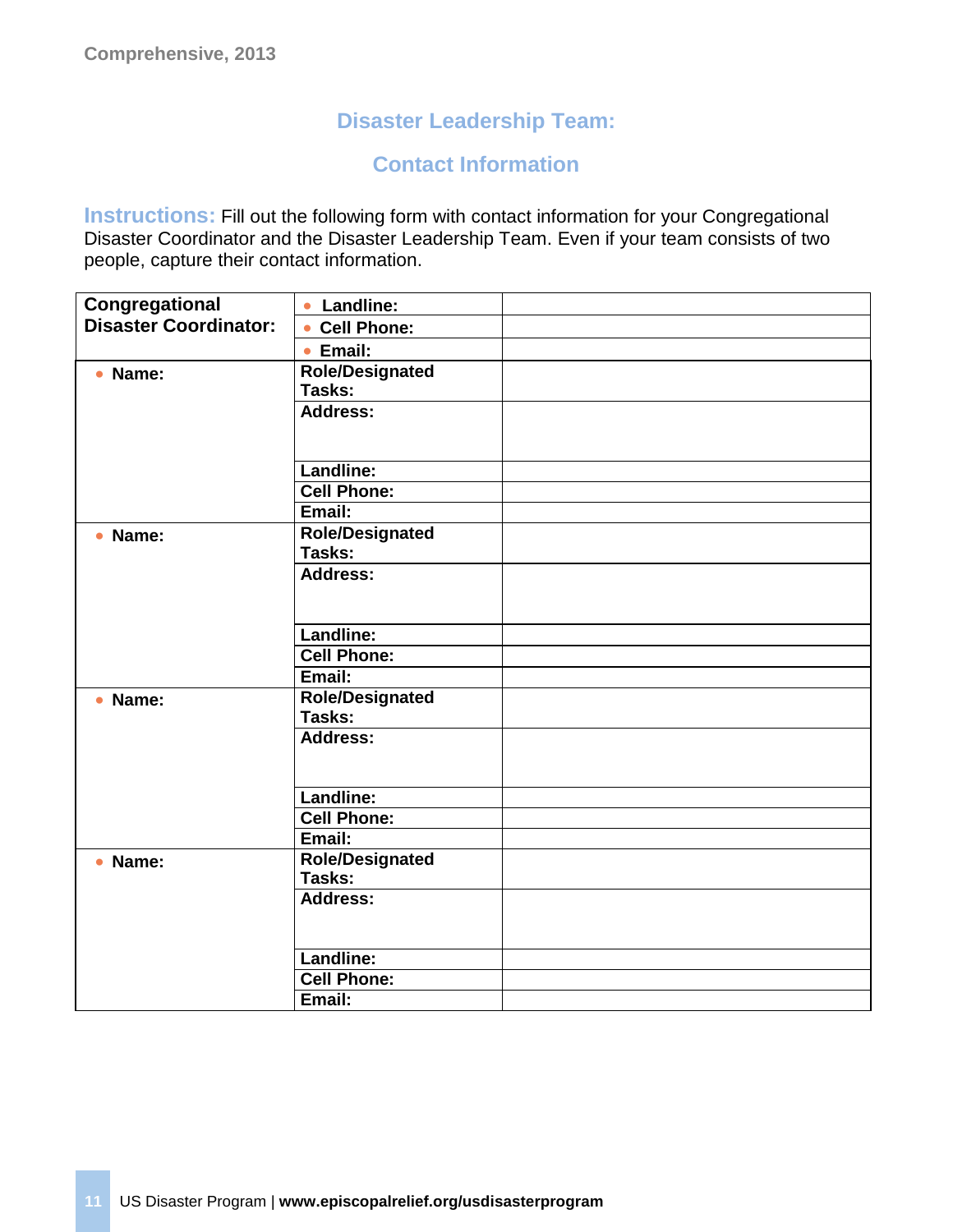## Disaster Leadership Team:

## Contact Information

**Instructions:** Fill out the following form with contact information for your Congregational Disaster Coordinator and the Disaster Leadership Team. Even if your team consists of two people, capture their contact information.

| | | |
|---|---|---|
| **Congregational Disaster Coordinator:** | • **Landline:** | |
| | • **Cell Phone:** | |
| | • **Email:** | |
| • **Name:** | **Role/Designated Tasks:** | |
| | **Address:** | |
| | **Landline:** | |
| | **Cell Phone:** | |
| | **Email:** | |
| • **Name:** | **Role/Designated Tasks:** | |
| | **Address:** | |
| | **Landline:** | |
| | **Cell Phone:** | |
| | **Email:** | |
| • **Name:** | **Role/Designated Tasks:** | |
| | **Address:** | |
| | **Landline:** | |
| | **Cell Phone:** | |
| | **Email:** | |
| • **Name:** | **Role/Designated Tasks:** | |
| | **Address:** | |
| | **Landline:** | |
| | **Cell Phone:** | |
| | **Email:** | |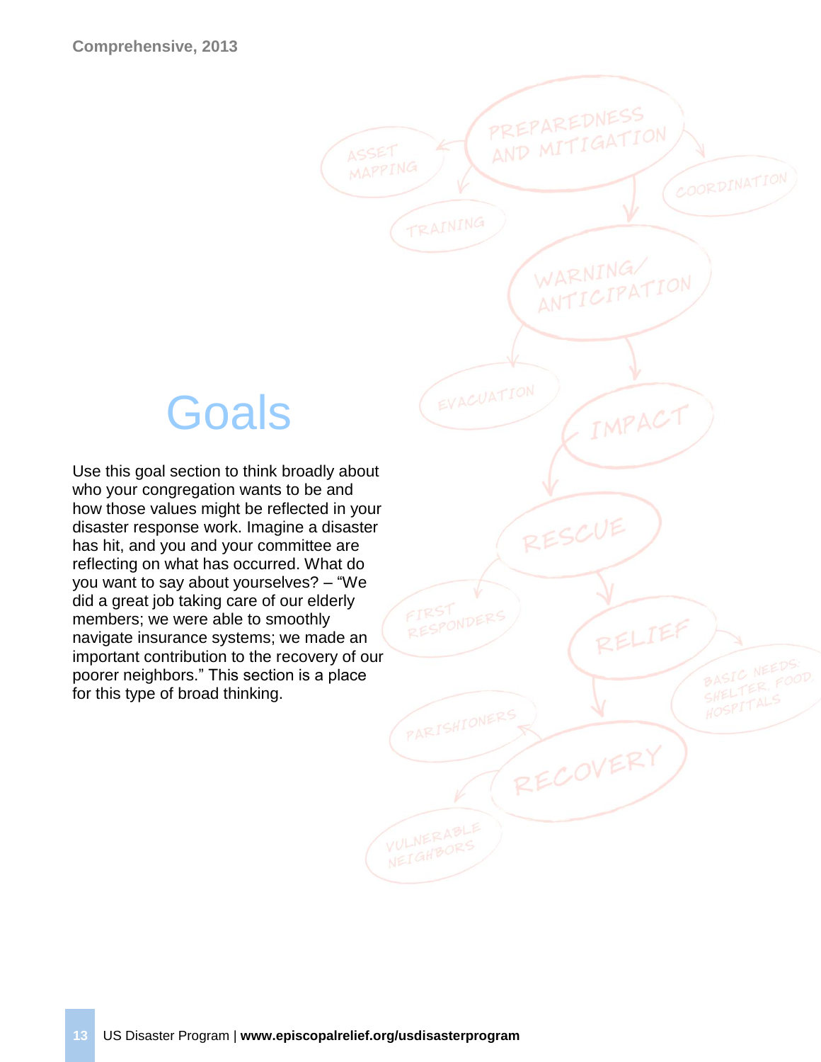# Goals

Use this goal section to think broadly about who your congregation wants to be and how those values might be reflected in your disaster response work. Imagine a disaster has hit, and you and your committee are reflecting on what has occurred. What do you want to say about yourselves? – "We did a great job taking care of our elderly members; we were able to smoothly navigate insurance systems; we made an important contribution to the recovery of our poorer neighbors." This section is a place for this type of broad thinking.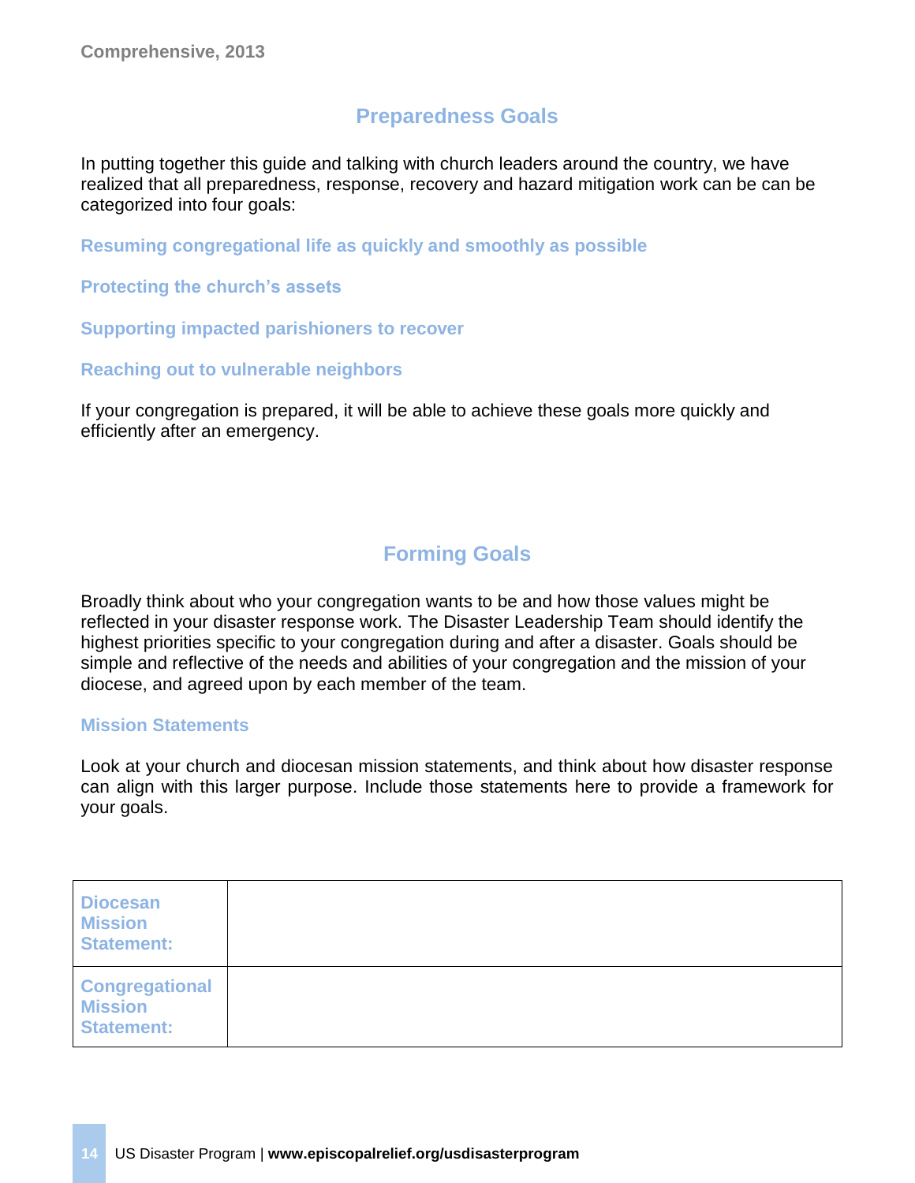## Preparedness Goals

In putting together this guide and talking with church leaders around the country, we have realized that all preparedness, response, recovery and hazard mitigation work can be can be categorized into four goals:

**Resuming congregational life as quickly and smoothly as possible**

**Protecting the church's assets**

**Supporting impacted parishioners to recover**

**Reaching out to vulnerable neighbors**

If your congregation is prepared, it will be able to achieve these goals more quickly and efficiently after an emergency.

## Forming Goals

Broadly think about who your congregation wants to be and how those values might be reflected in your disaster response work. The Disaster Leadership Team should identify the highest priorities specific to your congregation during and after a disaster. Goals should be simple and reflective of the needs and abilities of your congregation and the mission of your diocese, and agreed upon by each member of the team.

### Mission Statements

Look at your church and diocesan mission statements, and think about how disaster response can align with this larger purpose. Include those statements here to provide a framework for your goals.

| | |
|---|---|
| **Diocesan Mission Statement:** | |
| **Congregational Mission Statement:** | |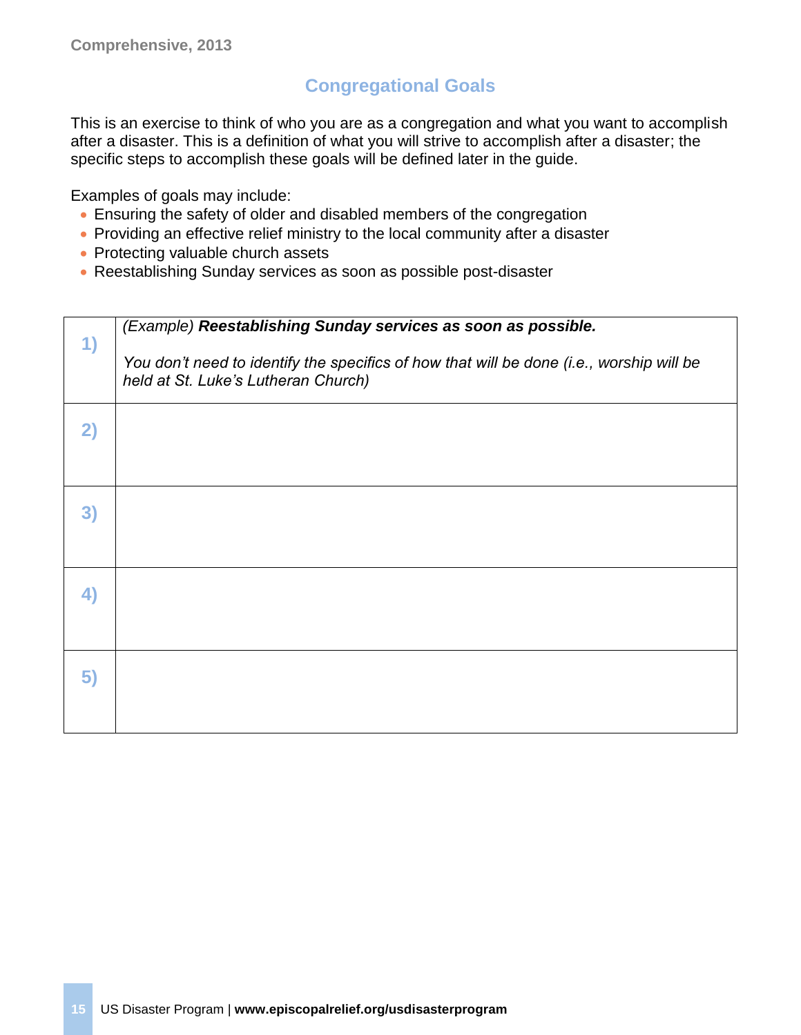## Congregational Goals

This is an exercise to think of who you are as a congregation and what you want to accomplish after a disaster. This is a definition of what you will strive to accomplish after a disaster; the specific steps to accomplish these goals will be defined later in the guide.

Examples of goals may include:

- Ensuring the safety of older and disabled members of the congregation
- Providing an effective relief ministry to the local community after a disaster
- Protecting valuable church assets
- Reestablishing Sunday services as soon as possible post-disaster

| | |
|---|---|
| 1) | *(Example)* ***Reestablishing Sunday services as soon as possible.***<br><br>*You don't need to identify the specifics of how that will be done (i.e., worship will be held at St. Luke's Lutheran Church)* |
| 2) | |
| 3) | |
| 4) | |
| 5) | |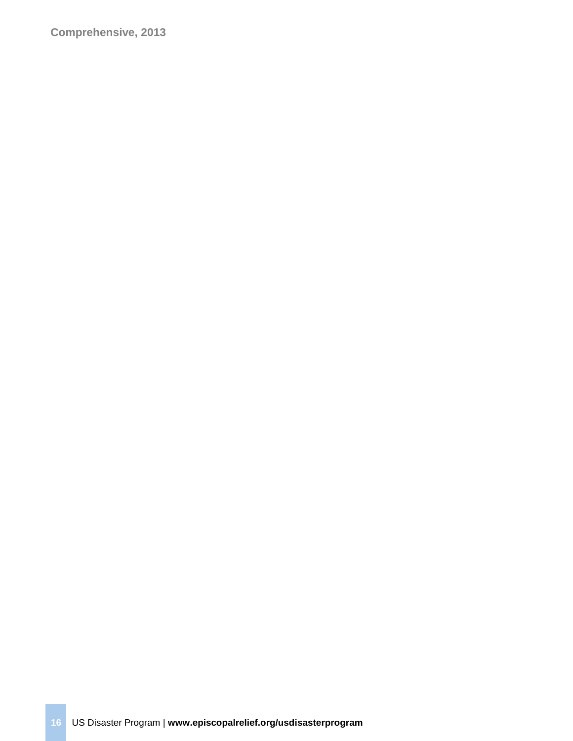**Comprehensive, 2013**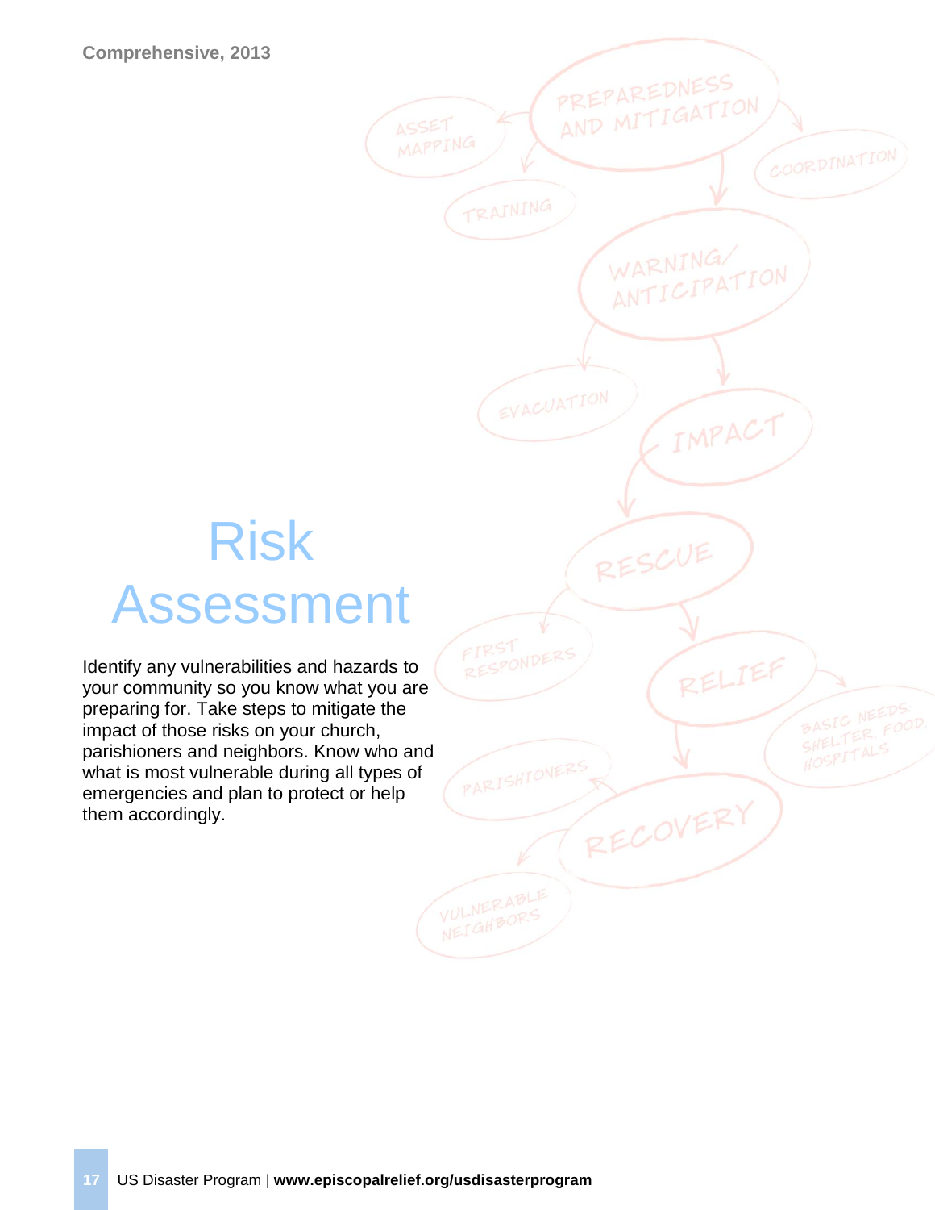Comprehensive, 2013

# Risk Assessment

Identify any vulnerabilities and hazards to your community so you know what you are preparing for. Take steps to mitigate the impact of those risks on your church, parishioners and neighbors. Know who and what is most vulnerable during all types of emergencies and plan to protect or help them accordingly.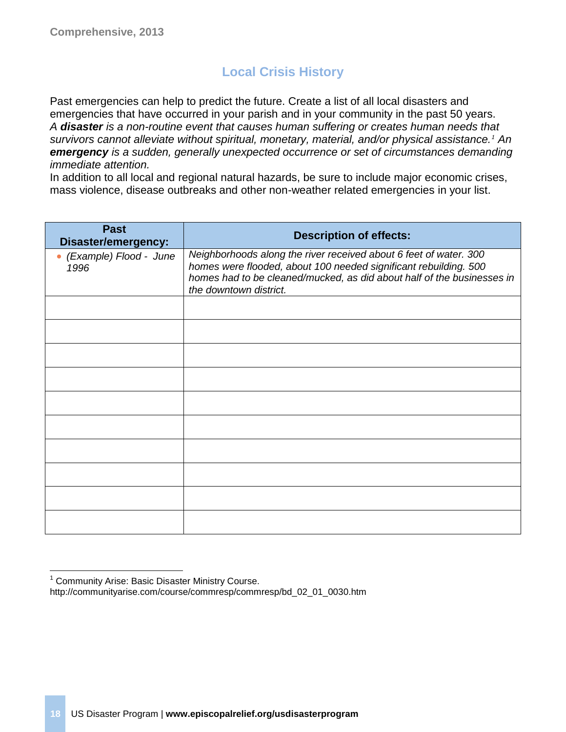## Local Crisis History

Past emergencies can help to predict the future. Create a list of all local disasters and emergencies that have occurred in your parish and in your community in the past 50 years.
*A **disaster** is a non-routine event that causes human suffering or creates human needs that survivors cannot alleviate without spiritual, monetary, material, and/or physical assistance.*[1] *An **emergency** is a sudden, generally unexpected occurrence or set of circumstances demanding immediate attention.*
In addition to all local and regional natural hazards, be sure to include major economic crises, mass violence, disease outbreaks and other non-weather related emergencies in your list.

| Past Disaster/emergency: | Description of effects: |
|---|---|
| • *(Example) Flood - June 1996* | *Neighborhoods along the river received about 6 feet of water. 300 homes were flooded, about 100 needed significant rebuilding. 500 homes had to be cleaned/mucked, as did about half of the businesses in the downtown district.* |
| | |
| | |
| | |
| | |
| | |
| | |
| | |
| | |
| | |
| | |

[1] Community Arise: Basic Disaster Ministry Course. http://communityarise.com/course/commresp/commresp/bd_02_01_0030.htm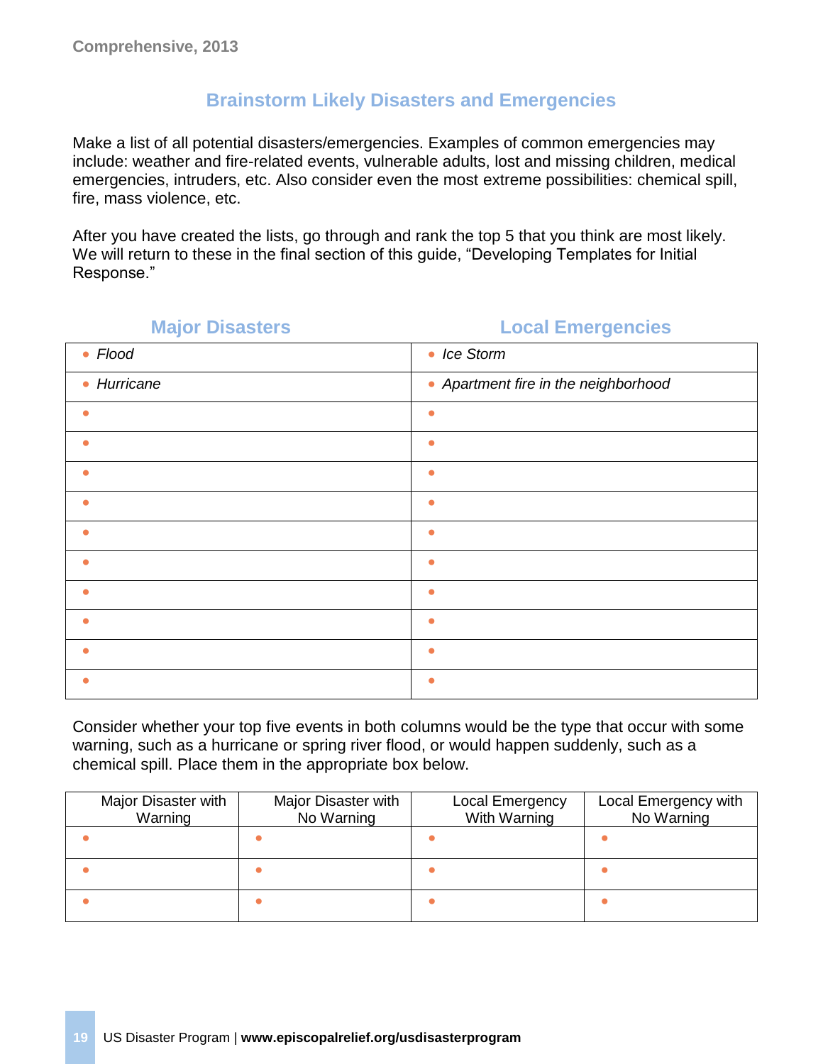## Brainstorm Likely Disasters and Emergencies

Make a list of all potential disasters/emergencies. Examples of common emergencies may include: weather and fire-related events, vulnerable adults, lost and missing children, medical emergencies, intruders, etc. Also consider even the most extreme possibilities: chemical spill, fire, mass violence, etc.

After you have created the lists, go through and rank the top 5 that you think are most likely. We will return to these in the final section of this guide, "Developing Templates for Initial Response."

| Major Disasters | Local Emergencies |
|---|---|
| • *Flood* | • *Ice Storm* |
| • *Hurricane* | • *Apartment fire in the neighborhood* |
| • | • |
| • | • |
| • | • |
| • | • |
| • | • |
| • | • |
| • | • |
| • | • |
| • | • |
| • | • |

Consider whether your top five events in both columns would be the type that occur with some warning, such as a hurricane or spring river flood, or would happen suddenly, such as a chemical spill. Place them in the appropriate box below.

| Major Disaster with Warning | Major Disaster with No Warning | Local Emergency With Warning | Local Emergency with No Warning |
|---|---|---|---|
| • | • | • | • |
| • | • | • | • |
| • | • | • | • |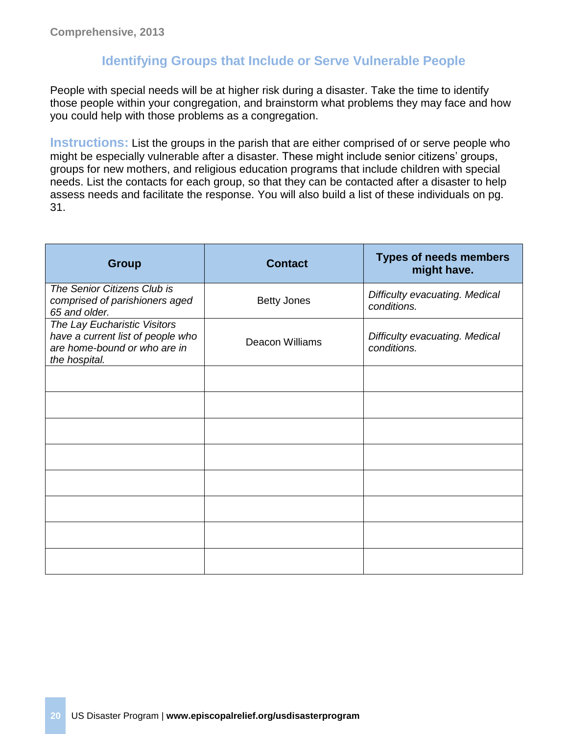Comprehensive, 2013

## Identifying Groups that Include or Serve Vulnerable People

People with special needs will be at higher risk during a disaster. Take the time to identify those people within your congregation, and brainstorm what problems they may face and how you could help with those problems as a congregation.

**Instructions:** List the groups in the parish that are either comprised of or serve people who might be especially vulnerable after a disaster. These might include senior citizens' groups, groups for new mothers, and religious education programs that include children with special needs. List the contacts for each group, so that they can be contacted after a disaster to help assess needs and facilitate the response. You will also build a list of these individuals on pg. 31.

| Group | Contact | Types of needs members might have. |
|---|---|---|
| *The Senior Citizens Club is comprised of parishioners aged 65 and older.* | Betty Jones | *Difficulty evacuating. Medical conditions.* |
| *The Lay Eucharistic Visitors have a current list of people who are home-bound or who are in the hospital.* | Deacon Williams | *Difficulty evacuating. Medical conditions.* |
| | | |
| | | |
| | | |
| | | |
| | | |
| | | |
| | | |
| | | |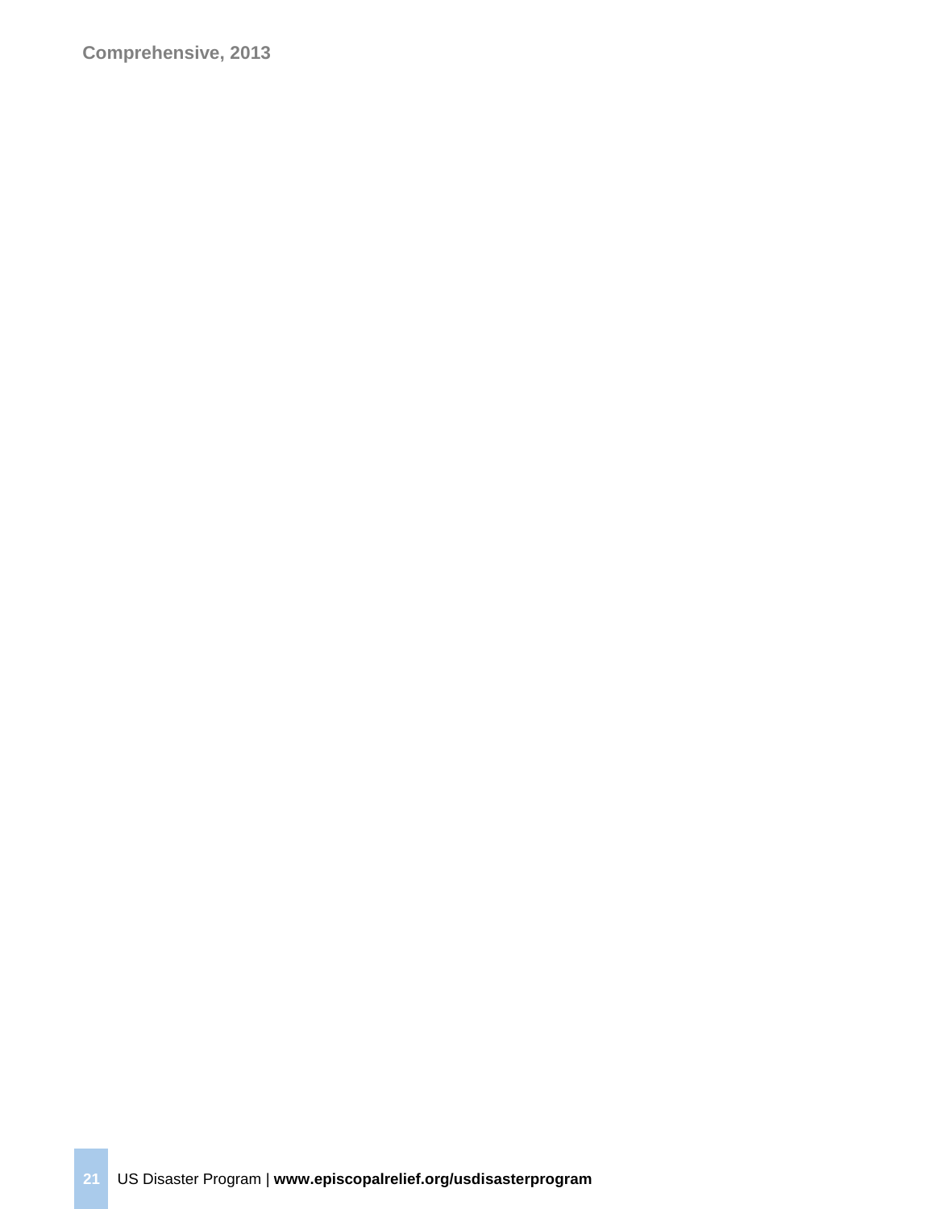**Comprehensive, 2013**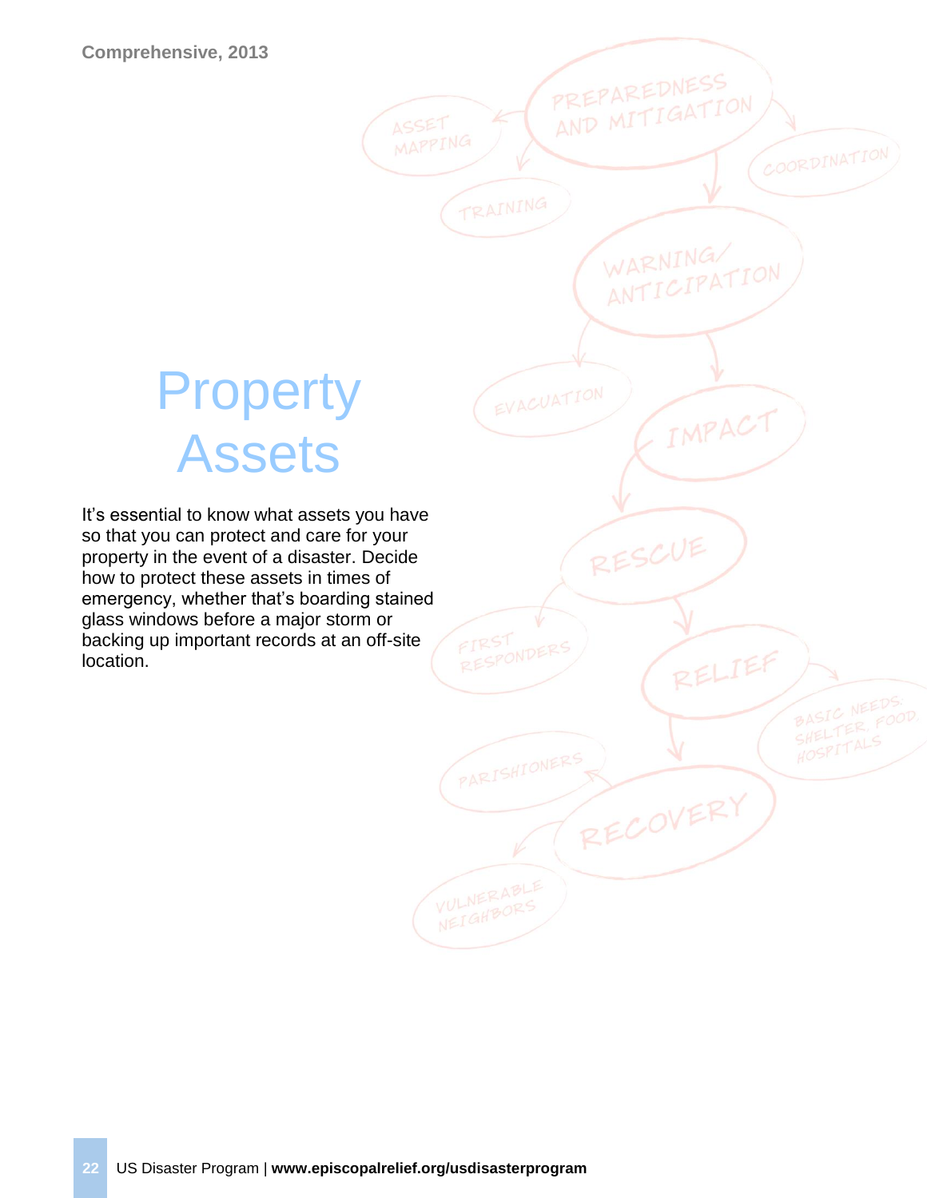# Property Assets

It's essential to know what assets you have so that you can protect and care for your property in the event of a disaster. Decide how to protect these assets in times of emergency, whether that's boarding stained glass windows before a major storm or backing up important records at an off-site location.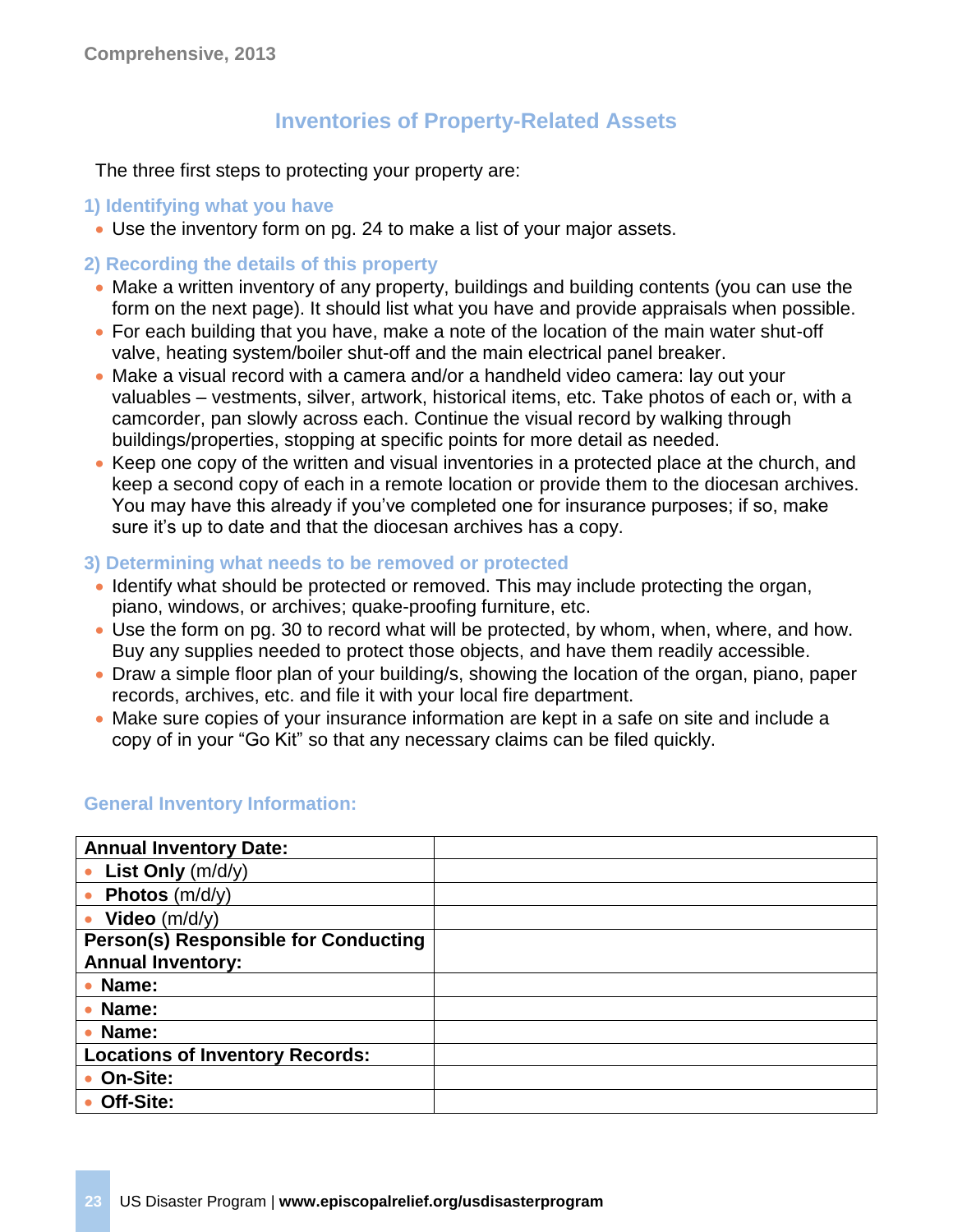## Inventories of Property-Related Assets

The three first steps to protecting your property are:

### 1) Identifying what you have

- Use the inventory form on pg. 24 to make a list of your major assets.

### 2) Recording the details of this property

- Make a written inventory of any property, buildings and building contents (you can use the form on the next page). It should list what you have and provide appraisals when possible.
- For each building that you have, make a note of the location of the main water shut-off valve, heating system/boiler shut-off and the main electrical panel breaker.
- Make a visual record with a camera and/or a handheld video camera: lay out your valuables – vestments, silver, artwork, historical items, etc. Take photos of each or, with a camcorder, pan slowly across each. Continue the visual record by walking through buildings/properties, stopping at specific points for more detail as needed.
- Keep one copy of the written and visual inventories in a protected place at the church, and keep a second copy of each in a remote location or provide them to the diocesan archives. You may have this already if you've completed one for insurance purposes; if so, make sure it's up to date and that the diocesan archives has a copy.

### 3) Determining what needs to be removed or protected

- Identify what should be protected or removed. This may include protecting the organ, piano, windows, or archives; quake-proofing furniture, etc.
- Use the form on pg. 30 to record what will be protected, by whom, when, where, and how. Buy any supplies needed to protect those objects, and have them readily accessible.
- Draw a simple floor plan of your building/s, showing the location of the organ, piano, paper records, archives, etc. and file it with your local fire department.
- Make sure copies of your insurance information are kept in a safe on site and include a copy of in your "Go Kit" so that any necessary claims can be filed quickly.

### General Inventory Information:

| **Annual Inventory Date:** | |
|---|---|
| • **List Only** (m/d/y) | |
| • **Photos** (m/d/y) | |
| • **Video** (m/d/y) | |
| **Person(s) Responsible for Conducting Annual Inventory:** | |
| • **Name:** | |
| • **Name:** | |
| • **Name:** | |
| **Locations of Inventory Records:** | |
| • **On-Site:** | |
| • **Off-Site:** | |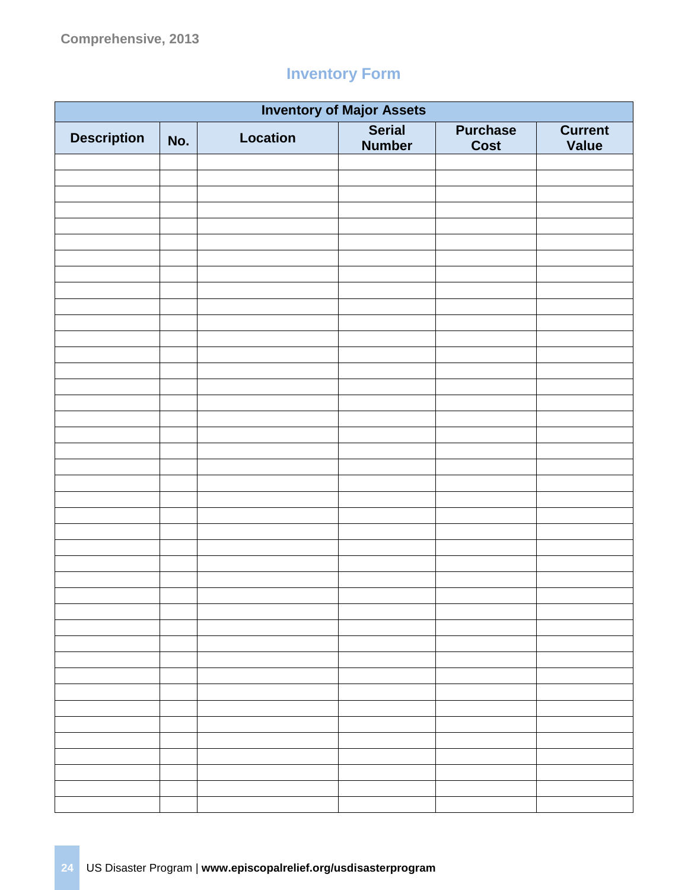## Inventory Form

| Inventory of Major Assets | | | | | |
|---|---|---|---|---|---|
| **Description** | **No.** | **Location** | **Serial Number** | **Purchase Cost** | **Current Value** |
| | | | | | |
| | | | | | |
| | | | | | |
| | | | | | |
| | | | | | |
| | | | | | |
| | | | | | |
| | | | | | |
| | | | | | |
| | | | | | |
| | | | | | |
| | | | | | |
| | | | | | |
| | | | | | |
| | | | | | |
| | | | | | |
| | | | | | |
| | | | | | |
| | | | | | |
| | | | | | |
| | | | | | |
| | | | | | |
| | | | | | |
| | | | | | |
| | | | | | |
| | | | | | |
| | | | | | |
| | | | | | |
| | | | | | |
| | | | | | |
| | | | | | |
| | | | | | |
| | | | | | |
| | | | | | |
| | | | | | |
| | | | | | |
| | | | | | |
| | | | | | |
| | | | | | |
| | | | | | |
| | | | | | |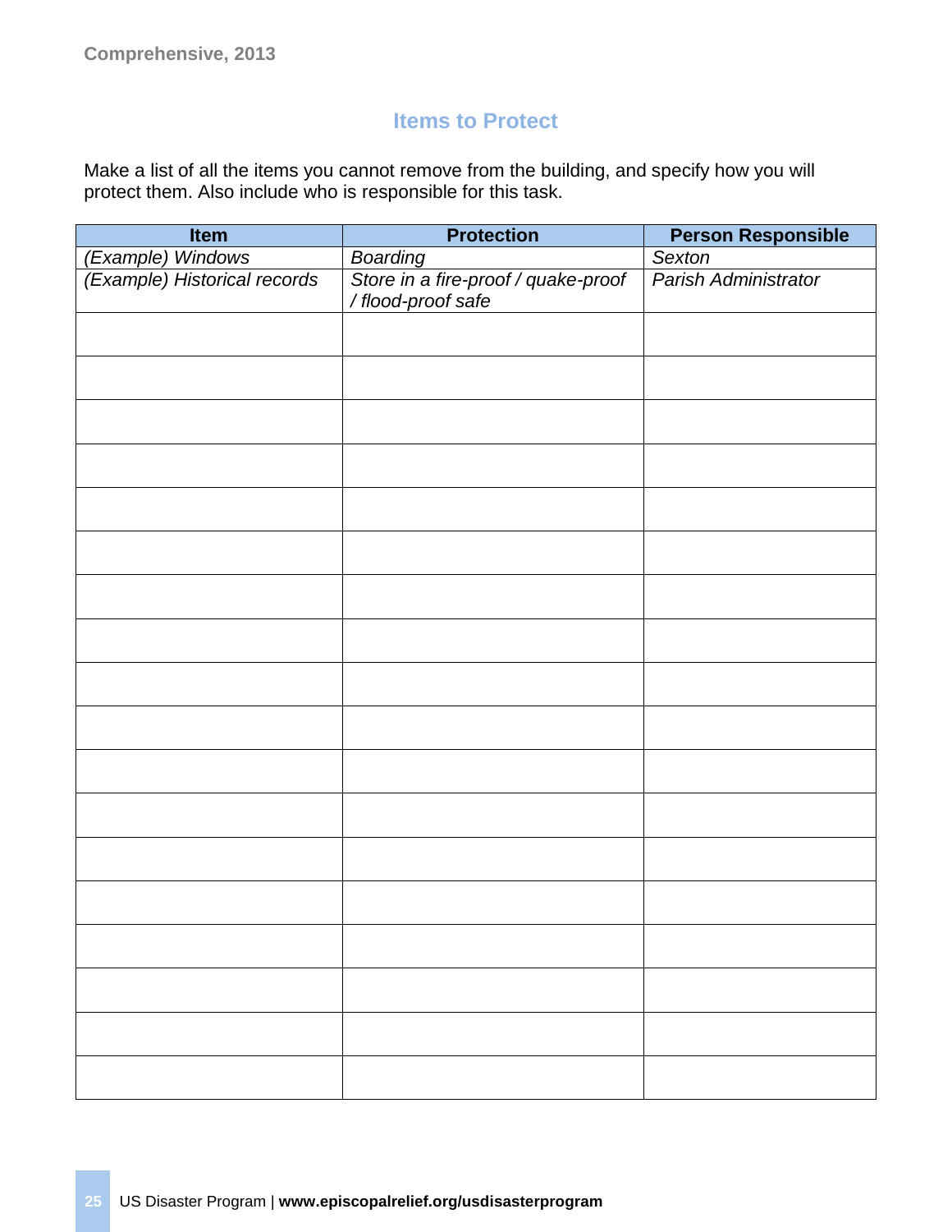## Items to Protect

Make a list of all the items you cannot remove from the building, and specify how you will protect them. Also include who is responsible for this task.

| Item | Protection | Person Responsible |
|---|---|---|
| *(Example) Windows* | *Boarding* | *Sexton* |
| *(Example) Historical records* | *Store in a fire-proof / quake-proof / flood-proof safe* | *Parish Administrator* |
| | | |
| | | |
| | | |
| | | |
| | | |
| | | |
| | | |
| | | |
| | | |
| | | |
| | | |
| | | |
| | | |
| | | |
| | | |
| | | |
| | | |
| | | |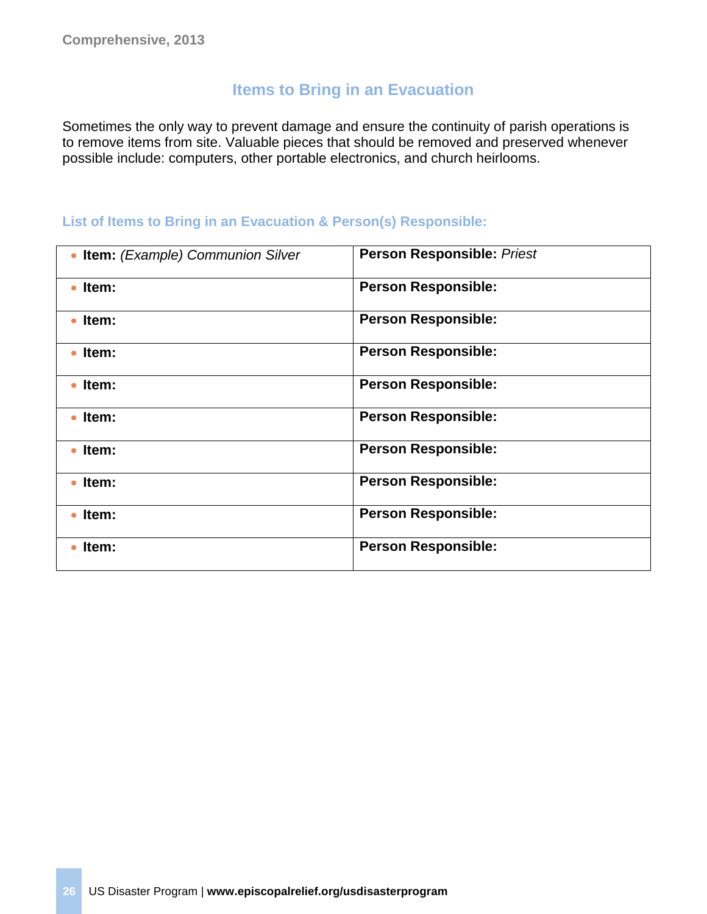## Items to Bring in an Evacuation

Sometimes the only way to prevent damage and ensure the continuity of parish operations is to remove items from site. Valuable pieces that should be removed and preserved whenever possible include: computers, other portable electronics, and church heirlooms.

### List of Items to Bring in an Evacuation & Person(s) Responsible:

| | |
|---|---|
| • **Item:** *(Example) Communion Silver* | **Person Responsible:** *Priest* |
| • **Item:** | **Person Responsible:** |
| • **Item:** | **Person Responsible:** |
| • **Item:** | **Person Responsible:** |
| • **Item:** | **Person Responsible:** |
| • **Item:** | **Person Responsible:** |
| • **Item:** | **Person Responsible:** |
| • **Item:** | **Person Responsible:** |
| • **Item:** | **Person Responsible:** |
| • **Item:** | **Person Responsible:** |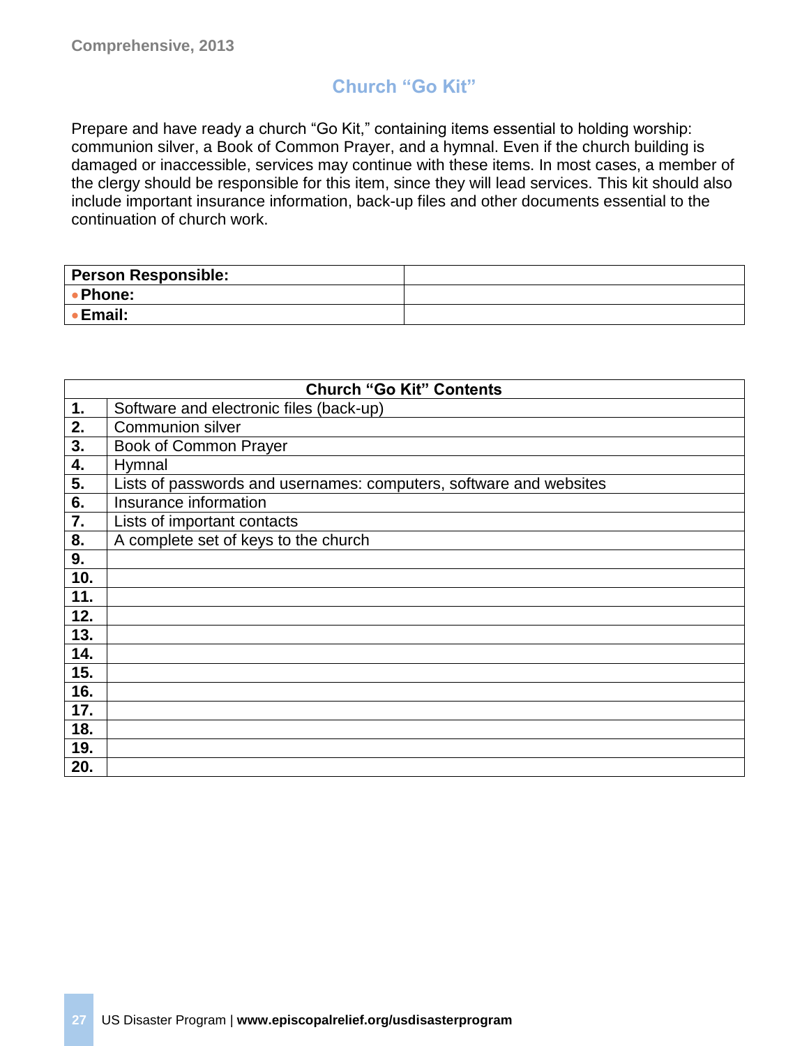Comprehensive, 2013

## Church "Go Kit"

Prepare and have ready a church "Go Kit," containing items essential to holding worship: communion silver, a Book of Common Prayer, and a hymnal. Even if the church building is damaged or inaccessible, services may continue with these items. In most cases, a member of the clergy should be responsible for this item, since they will lead services. This kit should also include important insurance information, back-up files and other documents essential to the continuation of church work.

| **Person Responsible:** | |
|---|---|
| • **Phone:** | |
| • **Email:** | |

| **Church "Go Kit" Contents** | |
|---|---|
| **1.** | Software and electronic files (back-up) |
| **2.** | Communion silver |
| **3.** | Book of Common Prayer |
| **4.** | Hymnal |
| **5.** | Lists of passwords and usernames: computers, software and websites |
| **6.** | Insurance information |
| **7.** | Lists of important contacts |
| **8.** | A complete set of keys to the church |
| **9.** | |
| **10.** | |
| **11.** | |
| **12.** | |
| **13.** | |
| **14.** | |
| **15.** | |
| **16.** | |
| **17.** | |
| **18.** | |
| **19.** | |
| **20.** | |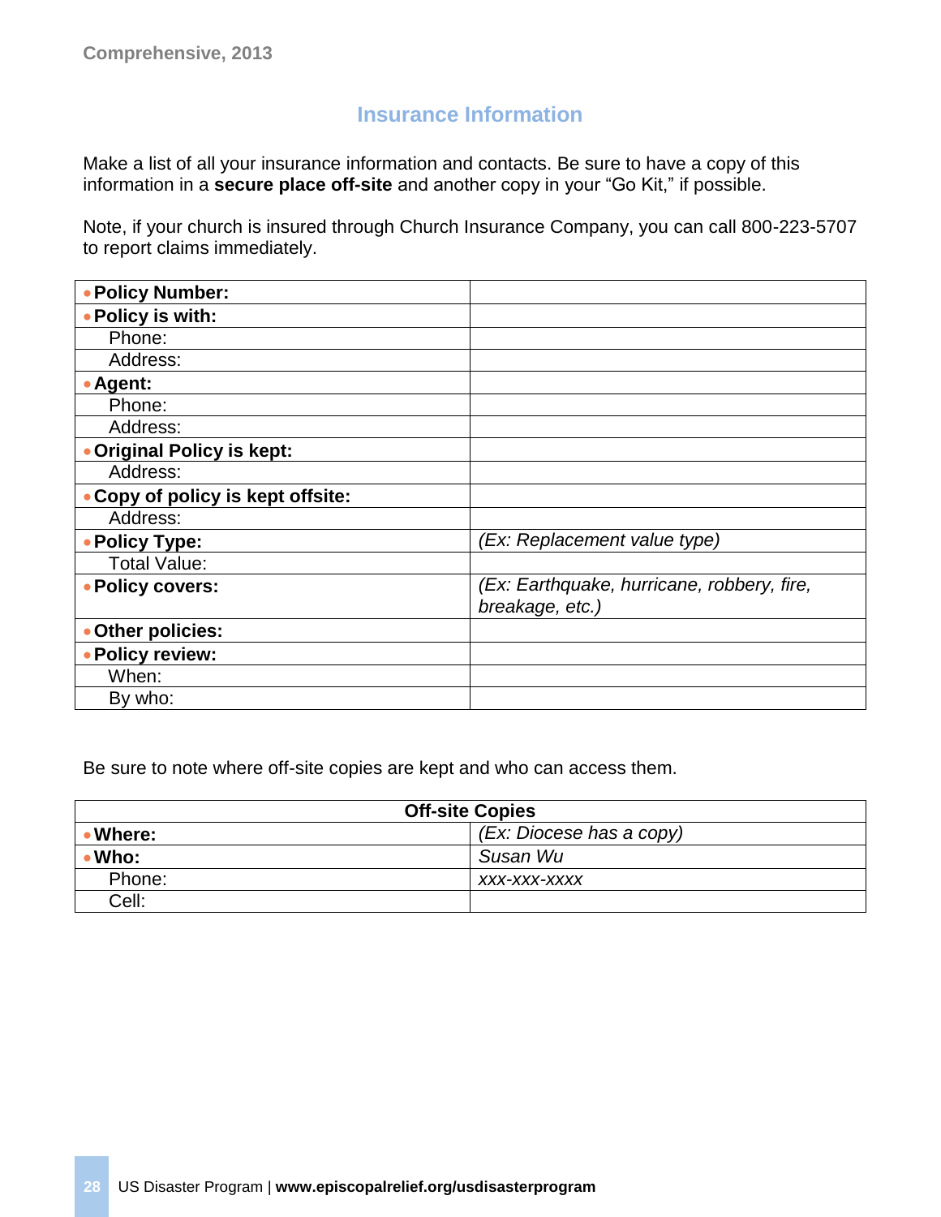## Insurance Information

Make a list of all your insurance information and contacts. Be sure to have a copy of this information in a **secure place off-site** and another copy in your "Go Kit," if possible.

Note, if your church is insured through Church Insurance Company, you can call 800-223-5707 to report claims immediately.

| | |
|---|---|
| • **Policy Number:** | |
| • **Policy is with:** | |
| Phone: | |
| Address: | |
| • **Agent:** | |
| Phone: | |
| Address: | |
| • **Original Policy is kept:** | |
| Address: | |
| • **Copy of policy is kept offsite:** | |
| Address: | |
| • **Policy Type:** | *(Ex: Replacement value type)* |
| Total Value: | |
| • **Policy covers:** | *(Ex: Earthquake, hurricane, robbery, fire, breakage, etc.)* |
| • **Other policies:** | |
| • **Policy review:** | |
| When: | |
| By who: | |

Be sure to note where off-site copies are kept and who can access them.

| **Off-site Copies** | |
|---|---|
| • **Where:** | *(Ex: Diocese has a copy)* |
| • **Who:** | *Susan Wu* |
| Phone: | *xxx-xxx-xxxx* |
| Cell: | |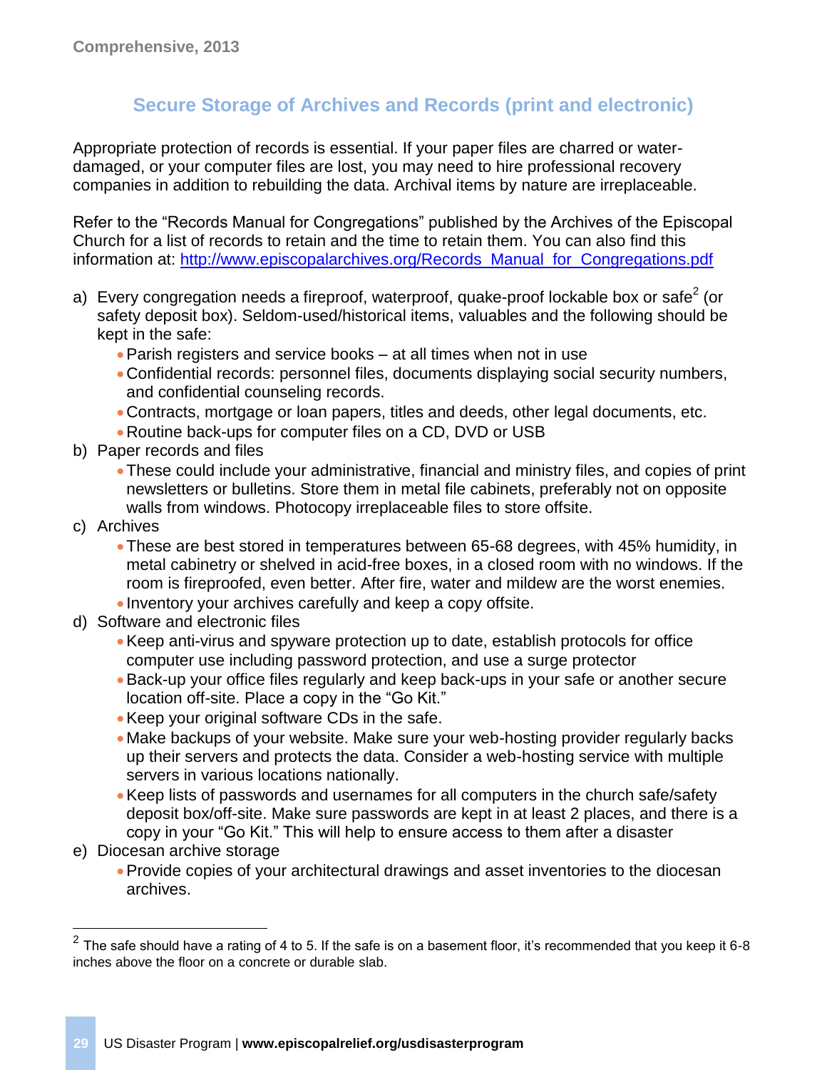## Secure Storage of Archives and Records (print and electronic)

Appropriate protection of records is essential. If your paper files are charred or water-damaged, or your computer files are lost, you may need to hire professional recovery companies in addition to rebuilding the data. Archival items by nature are irreplaceable.

Refer to the "Records Manual for Congregations" published by the Archives of the Episcopal Church for a list of records to retain and the time to retain them. You can also find this information at: [http://www.episcopalarchives.org/Records_Manual_for_Congregations.pdf](http://www.episcopalarchives.org/Records_Manual_for_Congregations.pdf)

a) Every congregation needs a fireproof, waterproof, quake-proof lockable box or safe[2] (or safety deposit box). Seldom-used/historical items, valuables and the following should be kept in the safe:
   - Parish registers and service books – at all times when not in use
   - Confidential records: personnel files, documents displaying social security numbers, and confidential counseling records.
   - Contracts, mortgage or loan papers, titles and deeds, other legal documents, etc.
   - Routine back-ups for computer files on a CD, DVD or USB

b) Paper records and files
   - These could include your administrative, financial and ministry files, and copies of print newsletters or bulletins. Store them in metal file cabinets, preferably not on opposite walls from windows. Photocopy irreplaceable files to store offsite.

c) Archives
   - These are best stored in temperatures between 65-68 degrees, with 45% humidity, in metal cabinetry or shelved in acid-free boxes, in a closed room with no windows. If the room is fireproofed, even better. After fire, water and mildew are the worst enemies.
   - Inventory your archives carefully and keep a copy offsite.

d) Software and electronic files
   - Keep anti-virus and spyware protection up to date, establish protocols for office computer use including password protection, and use a surge protector
   - Back-up your office files regularly and keep back-ups in your safe or another secure location off-site. Place a copy in the "Go Kit."
   - Keep your original software CDs in the safe.
   - Make backups of your website. Make sure your web-hosting provider regularly backs up their servers and protects the data. Consider a web-hosting service with multiple servers in various locations nationally.
   - Keep lists of passwords and usernames for all computers in the church safe/safety deposit box/off-site. Make sure passwords are kept in at least 2 places, and there is a copy in your "Go Kit." This will help to ensure access to them after a disaster

e) Diocesan archive storage
   - Provide copies of your architectural drawings and asset inventories to the diocesan archives.

---

[2] The safe should have a rating of 4 to 5. If the safe is on a basement floor, it's recommended that you keep it 6-8 inches above the floor on a concrete or durable slab.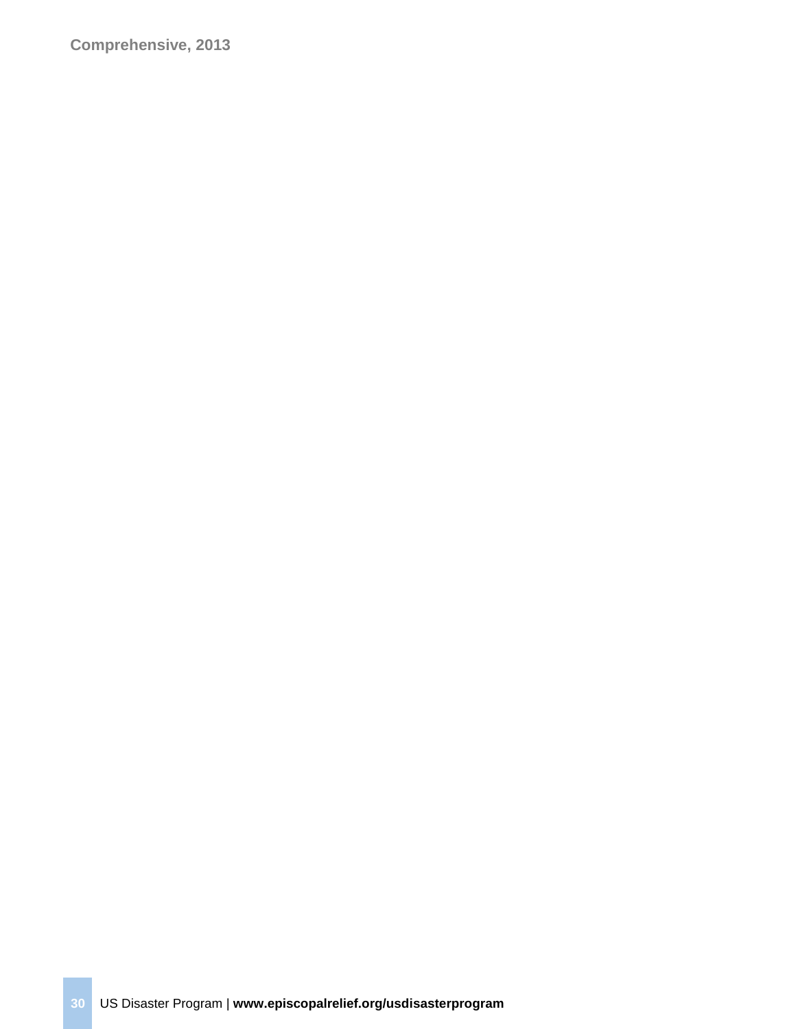**Comprehensive, 2013**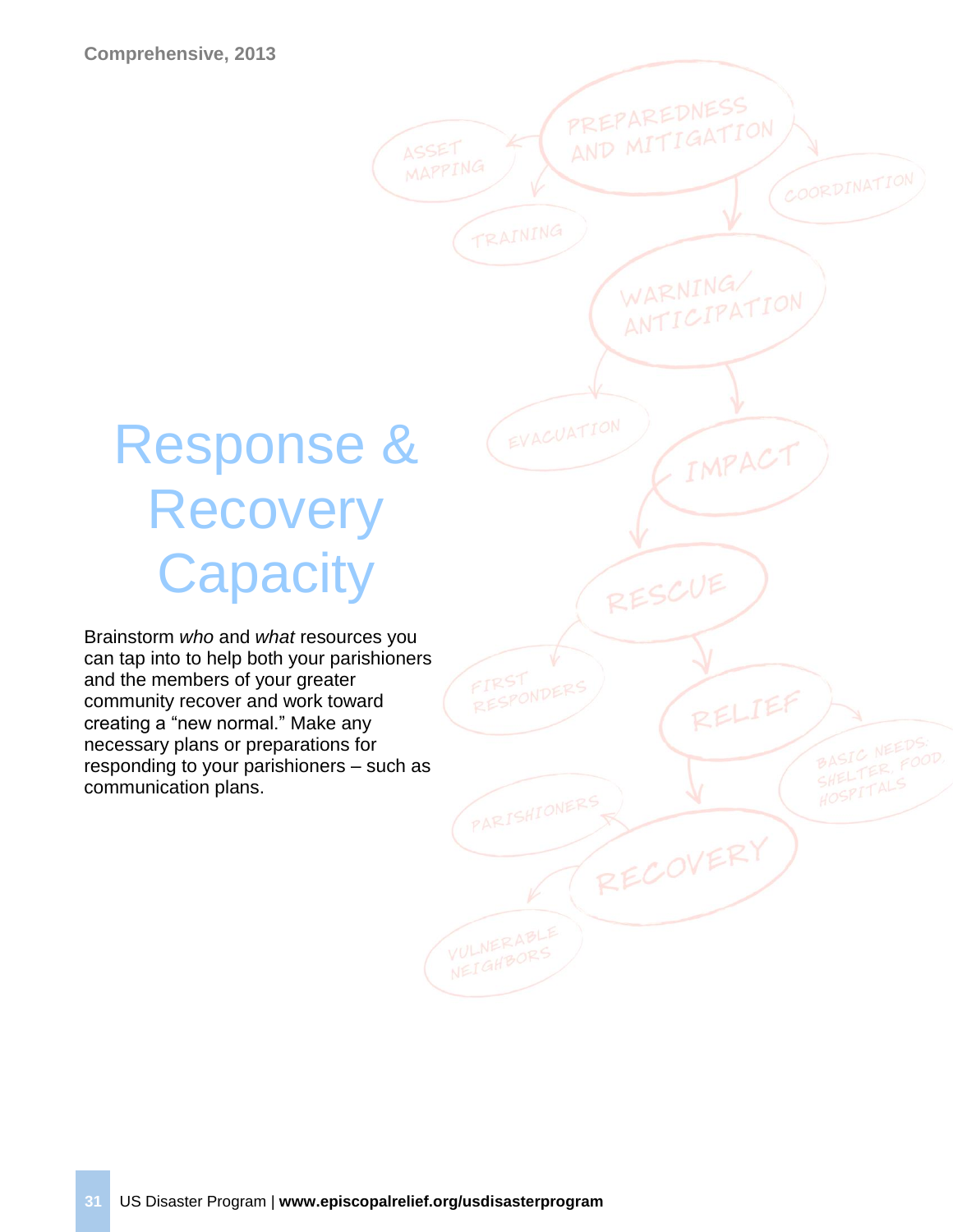# Response & Recovery Capacity

Brainstorm *who* and *what* resources you can tap into to help both your parishioners and the members of your greater community recover and work toward creating a "new normal." Make any necessary plans or preparations for responding to your parishioners – such as communication plans.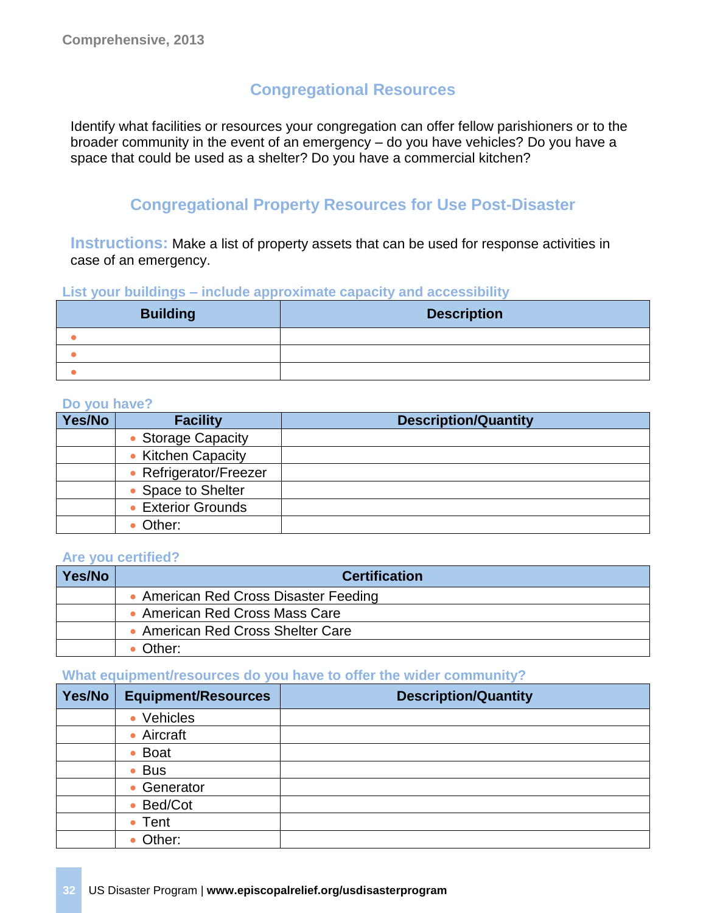## Congregational Resources

Identify what facilities or resources your congregation can offer fellow parishioners or to the broader community in the event of an emergency – do you have vehicles? Do you have a space that could be used as a shelter? Do you have a commercial kitchen?

## Congregational Property Resources for Use Post-Disaster

**Instructions:** Make a list of property assets that can be used for response activities in case of an emergency.

### List your buildings – include approximate capacity and accessibility

| Building | Description |
|---|---|
| • | |
| • | |
| • | |

### Do you have?

| Yes/No | Facility | Description/Quantity |
|---|---|---|
| | • Storage Capacity | |
| | • Kitchen Capacity | |
| | • Refrigerator/Freezer | |
| | • Space to Shelter | |
| | • Exterior Grounds | |
| | • Other: | |

### Are you certified?

| Yes/No | Certification |
|---|---|
| | • American Red Cross Disaster Feeding |
| | • American Red Cross Mass Care |
| | • American Red Cross Shelter Care |
| | • Other: |

### What equipment/resources do you have to offer the wider community?

| Yes/No | Equipment/Resources | Description/Quantity |
|---|---|---|
| | • Vehicles | |
| | • Aircraft | |
| | • Boat | |
| | • Bus | |
| | • Generator | |
| | • Bed/Cot | |
| | • Tent | |
| | • Other: | |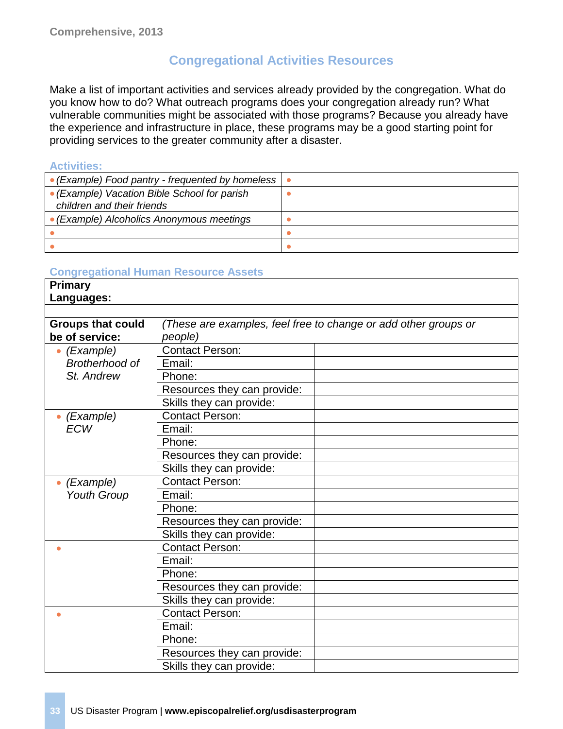## Congregational Activities Resources

Make a list of important activities and services already provided by the congregation. What do you know how to do? What outreach programs does your congregation already run? What vulnerable communities might be associated with those programs? Because you already have the experience and infrastructure in place, these programs may be a good starting point for providing services to the greater community after a disaster.

### Activities:

| | |
|---|---|
| • *(Example) Food pantry - frequented by homeless* | • |
| • *(Example) Vacation Bible School for parish children and their friends* | • |
| • *(Example) Alcoholics Anonymous meetings* | • |
| • | • |
| • | • |

### Congregational Human Resource Assets

| | | |
|---|---|---|
| **Primary Languages:** | | |
| | | |
| **Groups that could be of service:** | *(These are examples, feel free to change or add other groups or people)* | |
| • *(Example) Brotherhood of St. Andrew* | Contact Person: | |
| | Email: | |
| | Phone: | |
| | Resources they can provide: | |
| | Skills they can provide: | |
| • *(Example) ECW* | Contact Person: | |
| | Email: | |
| | Phone: | |
| | Resources they can provide: | |
| | Skills they can provide: | |
| • *(Example) Youth Group* | Contact Person: | |
| | Email: | |
| | Phone: | |
| | Resources they can provide: | |
| | Skills they can provide: | |
| • | Contact Person: | |
| | Email: | |
| | Phone: | |
| | Resources they can provide: | |
| | Skills they can provide: | |
| • | Contact Person: | |
| | Email: | |
| | Phone: | |
| | Resources they can provide: | |
| | Skills they can provide: | |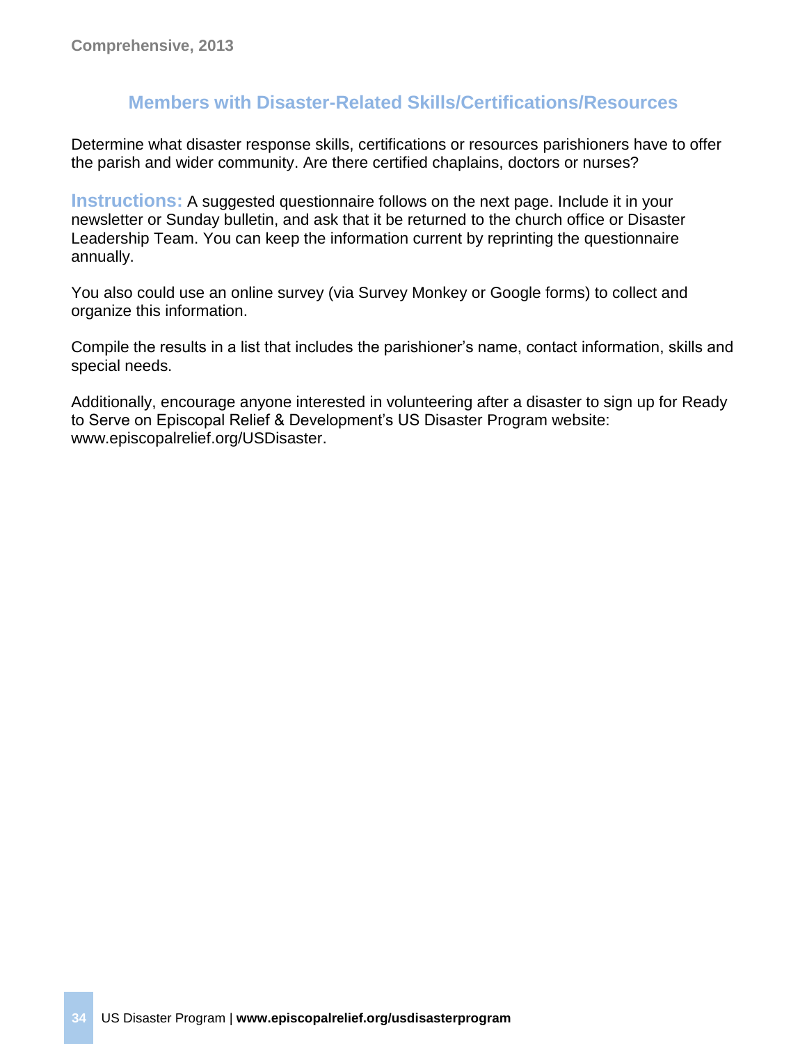## Members with Disaster-Related Skills/Certifications/Resources

Determine what disaster response skills, certifications or resources parishioners have to offer the parish and wider community. Are there certified chaplains, doctors or nurses?

**Instructions:** A suggested questionnaire follows on the next page. Include it in your newsletter or Sunday bulletin, and ask that it be returned to the church office or Disaster Leadership Team. You can keep the information current by reprinting the questionnaire annually.

You also could use an online survey (via Survey Monkey or Google forms) to collect and organize this information.

Compile the results in a list that includes the parishioner's name, contact information, skills and special needs.

Additionally, encourage anyone interested in volunteering after a disaster to sign up for Ready to Serve on Episcopal Relief & Development's US Disaster Program website: www.episcopalrelief.org/USDisaster.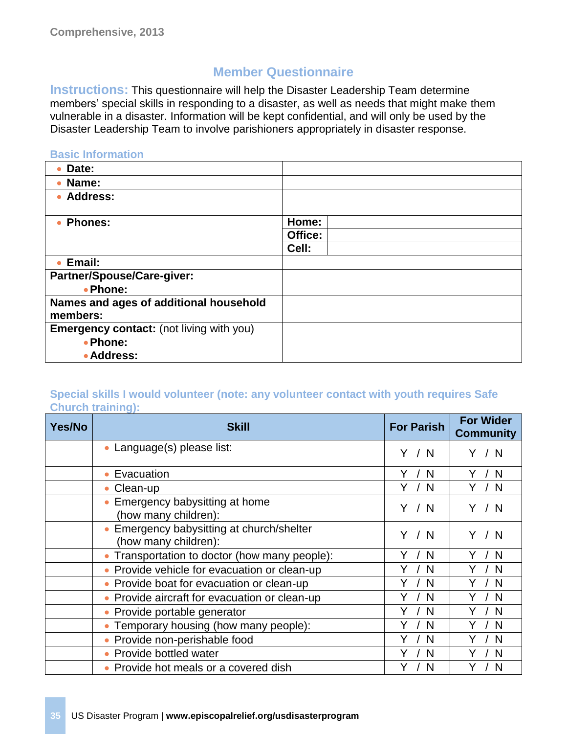Comprehensive, 2013

# Member Questionnaire

**Instructions:** This questionnaire will help the Disaster Leadership Team determine members' special skills in responding to a disaster, as well as needs that might make them vulnerable in a disaster. Information will be kept confidential, and will only be used by the Disaster Leadership Team to involve parishioners appropriately in disaster response.

### Basic Information

| | | |
|---|---|---|
| • **Date:** | | |
| • **Name:** | | |
| • **Address:** | | |
| • **Phones:** | **Home:** | |
| | **Office:** | |
| | **Cell:** | |
| • **Email:** | | |
| **Partner/Spouse/Care-giver:** • **Phone:** | | |
| **Names and ages of additional household members:** | | |
| **Emergency contact:** (not living with you) • **Phone:** • **Address:** | | |

### Special skills I would volunteer (note: any volunteer contact with youth requires Safe Church training):

| Yes/No | Skill | For Parish | For Wider Community |
|---|---|---|---|
| | • Language(s) please list: | Y / N | Y / N |
| | • Evacuation | Y / N | Y / N |
| | • Clean-up | Y / N | Y / N |
| | • Emergency babysitting at home (how many children): | Y / N | Y / N |
| | • Emergency babysitting at church/shelter (how many children): | Y / N | Y / N |
| | • Transportation to doctor (how many people): | Y / N | Y / N |
| | • Provide vehicle for evacuation or clean-up | Y / N | Y / N |
| | • Provide boat for evacuation or clean-up | Y / N | Y / N |
| | • Provide aircraft for evacuation or clean-up | Y / N | Y / N |
| | • Provide portable generator | Y / N | Y / N |
| | • Temporary housing (how many people): | Y / N | Y / N |
| | • Provide non-perishable food | Y / N | Y / N |
| | • Provide bottled water | Y / N | Y / N |
| | • Provide hot meals or a covered dish | Y / N | Y / N |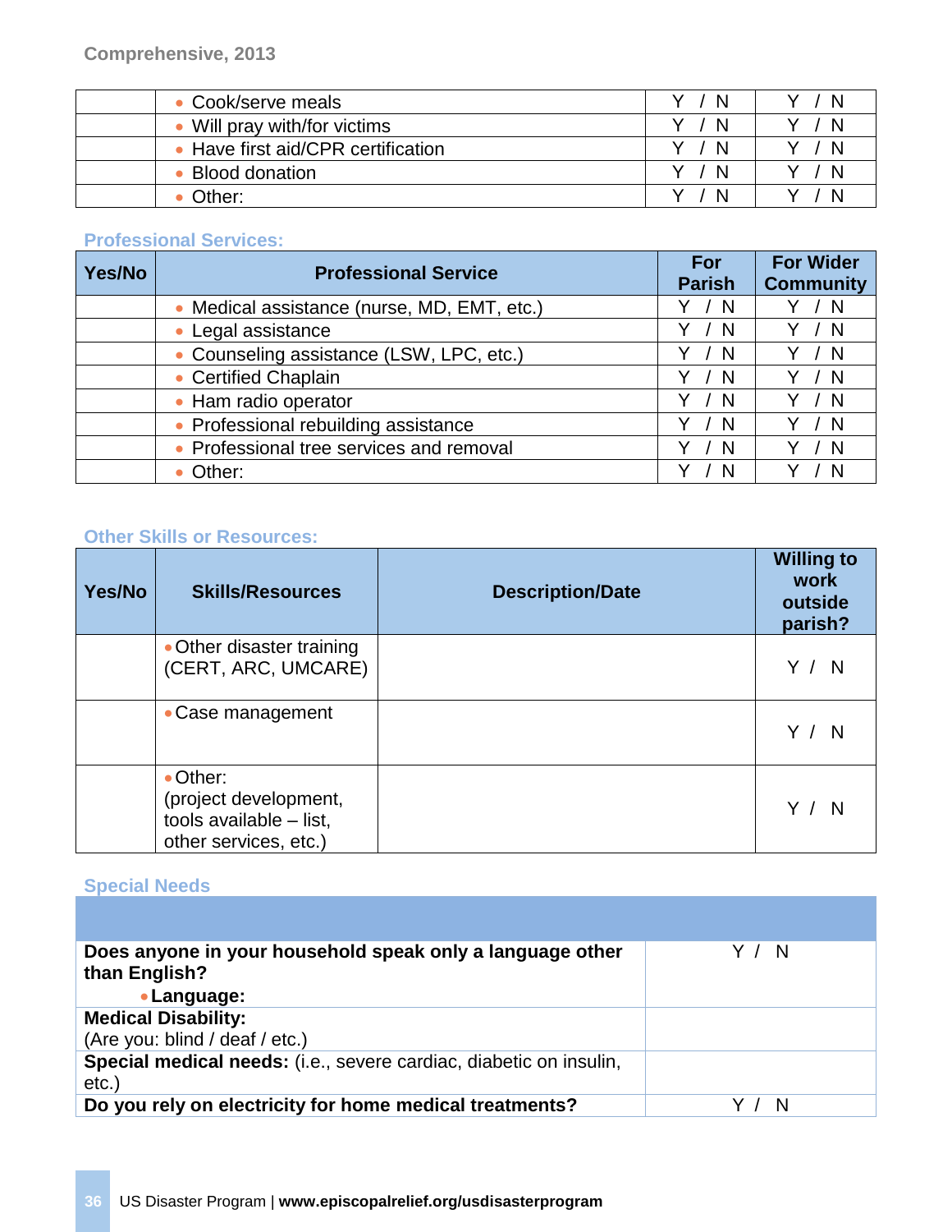| | | | |
|---|---|---|---|
| | • Cook/serve meals | Y / N | Y / N |
| | • Will pray with/for victims | Y / N | Y / N |
| | • Have first aid/CPR certification | Y / N | Y / N |
| | • Blood donation | Y / N | Y / N |
| | • Other: | Y / N | Y / N |

### Professional Services:

| Yes/No | Professional Service | For Parish | For Wider Community |
|---|---|---|---|
| | • Medical assistance (nurse, MD, EMT, etc.) | Y / N | Y / N |
| | • Legal assistance | Y / N | Y / N |
| | • Counseling assistance (LSW, LPC, etc.) | Y / N | Y / N |
| | • Certified Chaplain | Y / N | Y / N |
| | • Ham radio operator | Y / N | Y / N |
| | • Professional rebuilding assistance | Y / N | Y / N |
| | • Professional tree services and removal | Y / N | Y / N |
| | • Other: | Y / N | Y / N |

### Other Skills or Resources:

| Yes/No | Skills/Resources | Description/Date | Willing to work outside parish? |
|---|---|---|---|
| | • Other disaster training (CERT, ARC, UMCARE) | | Y / N |
| | • Case management | | Y / N |
| | • Other: (project development, tools available – list, other services, etc.) | | Y / N |

### Special Needs

| | |
|---|---|
| **Does anyone in your household speak only a language other than English?** • **Language:** | Y / N |
| **Medical Disability:** (Are you: blind / deaf / etc.) | |
| **Special medical needs:** (i.e., severe cardiac, diabetic on insulin, etc.) | |
| **Do you rely on electricity for home medical treatments?** | Y / N |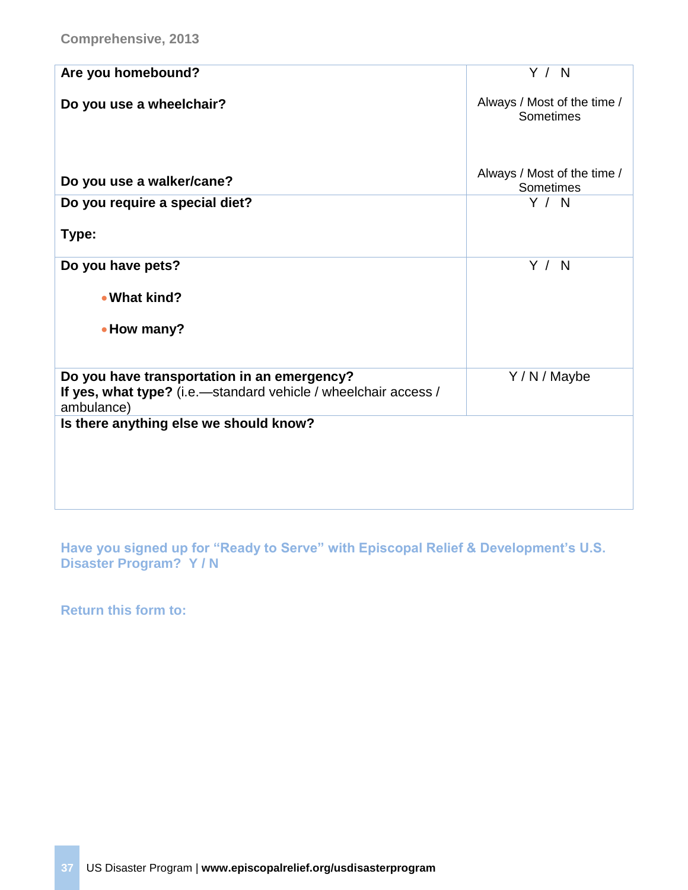Comprehensive, 2013

| Question | Response |
|---|---|
| **Are you homebound?** | Y / N |
| **Do you use a wheelchair?** | Always / Most of the time / Sometimes |
| **Do you use a walker/cane?** | Always / Most of the time / Sometimes |
| **Do you require a special diet?**<br><br>**Type:** | Y / N |
| **Do you have pets?**<br>• **What kind?**<br>• **How many?** | Y / N |
| **Do you have transportation in an emergency?**<br>**If yes, what type?** (i.e.—standard vehicle / wheelchair access / ambulance) | Y / N / Maybe |
| **Is there anything else we should know?** | |

**Have you signed up for "Ready to Serve" with Episcopal Relief & Development's U.S. Disaster Program? Y / N**

**Return this form to:**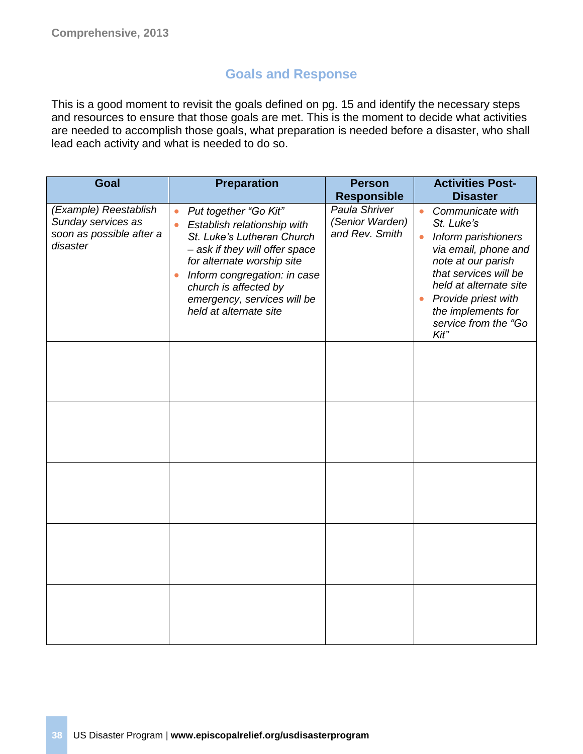## Goals and Response

This is a good moment to revisit the goals defined on pg. 15 and identify the necessary steps and resources to ensure that those goals are met. This is the moment to decide what activities are needed to accomplish those goals, what preparation is needed before a disaster, who shall lead each activity and what is needed to do so.

| Goal | Preparation | Person Responsible | Activities Post-Disaster |
|---|---|---|---|
| *(Example) Reestablish Sunday services as soon as possible after a disaster* | • *Put together "Go Kit"*<br>• *Establish relationship with St. Luke's Lutheran Church – ask if they will offer space for alternate worship site*<br>• *Inform congregation: in case church is affected by emergency, services will be held at alternate site* | *Paula Shriver (Senior Warden) and Rev. Smith* | • *Communicate with St. Luke's*<br>• *Inform parishioners via email, phone and note at our parish that services will be held at alternate site*<br>• *Provide priest with the implements for service from the "Go Kit"* |
| | | | |
| | | | |
| | | | |
| | | | |
| | | | |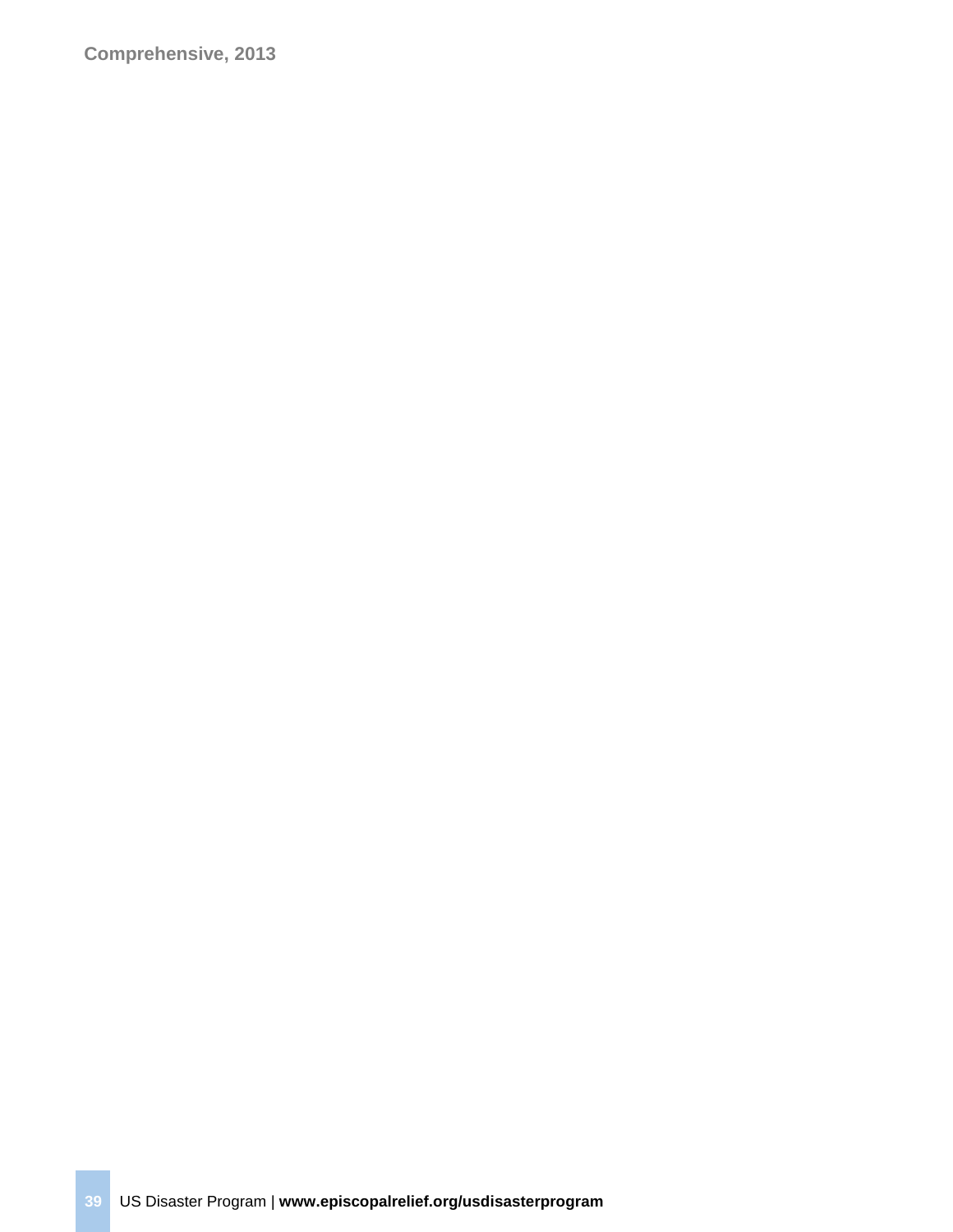**Comprehensive, 2013**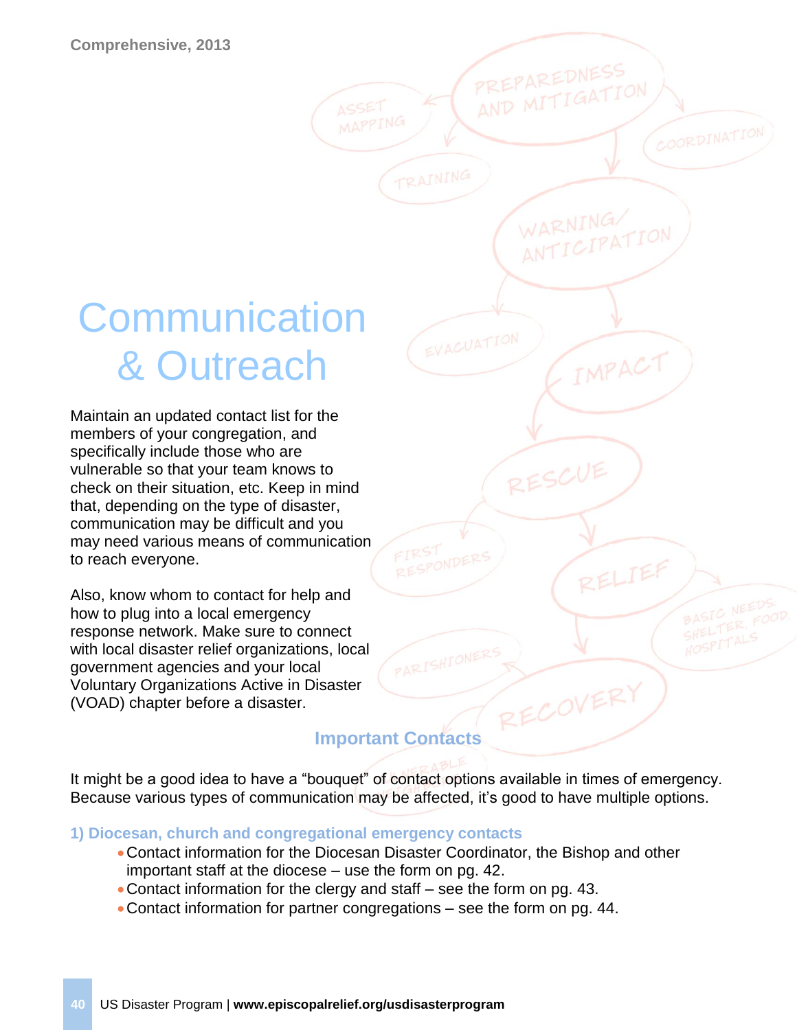Comprehensive, 2013

# Communication & Outreach

Maintain an updated contact list for the members of your congregation, and specifically include those who are vulnerable so that your team knows to check on their situation, etc. Keep in mind that, depending on the type of disaster, communication may be difficult and you may need various means of communication to reach everyone.

Also, know whom to contact for help and how to plug into a local emergency response network. Make sure to connect with local disaster relief organizations, local government agencies and your local Voluntary Organizations Active in Disaster (VOAD) chapter before a disaster.

## Important Contacts

It might be a good idea to have a "bouquet" of contact options available in times of emergency. Because various types of communication may be affected, it's good to have multiple options.

### 1) Diocesan, church and congregational emergency contacts

- Contact information for the Diocesan Disaster Coordinator, the Bishop and other important staff at the diocese – use the form on pg. 42.
- Contact information for the clergy and staff – see the form on pg. 43.
- Contact information for partner congregations – see the form on pg. 44.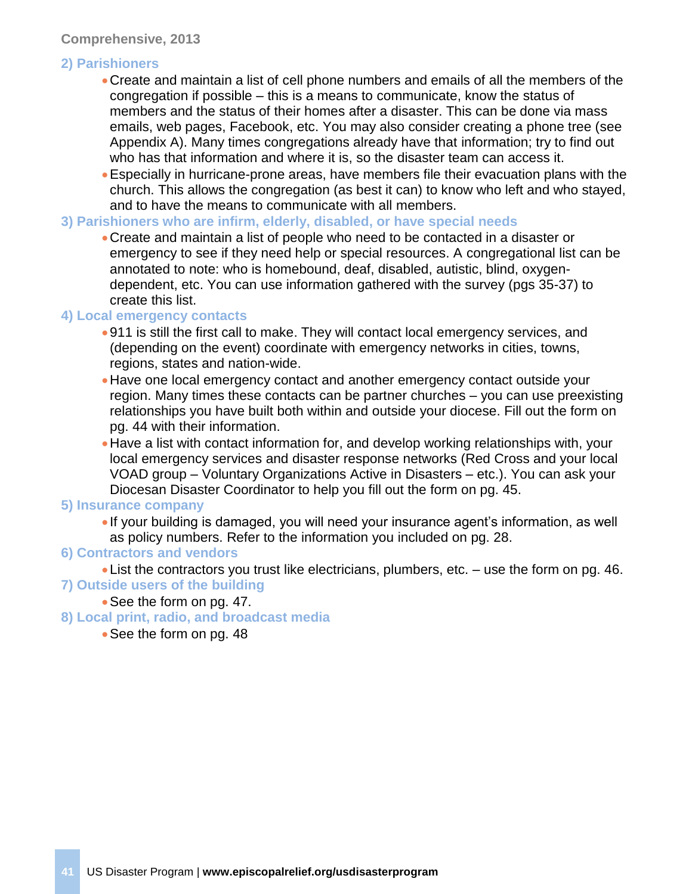**Comprehensive, 2013**

### 2) Parishioners

- Create and maintain a list of cell phone numbers and emails of all the members of the congregation if possible – this is a means to communicate, know the status of members and the status of their homes after a disaster. This can be done via mass emails, web pages, Facebook, etc. You may also consider creating a phone tree (see Appendix A). Many times congregations already have that information; try to find out who has that information and where it is, so the disaster team can access it.
- Especially in hurricane-prone areas, have members file their evacuation plans with the church. This allows the congregation (as best it can) to know who left and who stayed, and to have the means to communicate with all members.

### 3) Parishioners who are infirm, elderly, disabled, or have special needs

- Create and maintain a list of people who need to be contacted in a disaster or emergency to see if they need help or special resources. A congregational list can be annotated to note: who is homebound, deaf, disabled, autistic, blind, oxygen-dependent, etc. You can use information gathered with the survey (pgs 35-37) to create this list.

### 4) Local emergency contacts

- 911 is still the first call to make. They will contact local emergency services, and (depending on the event) coordinate with emergency networks in cities, towns, regions, states and nation-wide.
- Have one local emergency contact and another emergency contact outside your region. Many times these contacts can be partner churches – you can use preexisting relationships you have built both within and outside your diocese. Fill out the form on pg. 44 with their information.
- Have a list with contact information for, and develop working relationships with, your local emergency services and disaster response networks (Red Cross and your local VOAD group – Voluntary Organizations Active in Disasters – etc.). You can ask your Diocesan Disaster Coordinator to help you fill out the form on pg. 45.

### 5) Insurance company

- If your building is damaged, you will need your insurance agent's information, as well as policy numbers. Refer to the information you included on pg. 28.

### 6) Contractors and vendors

- List the contractors you trust like electricians, plumbers, etc. – use the form on pg. 46.

### 7) Outside users of the building

- See the form on pg. 47.

### 8) Local print, radio, and broadcast media

- See the form on pg. 48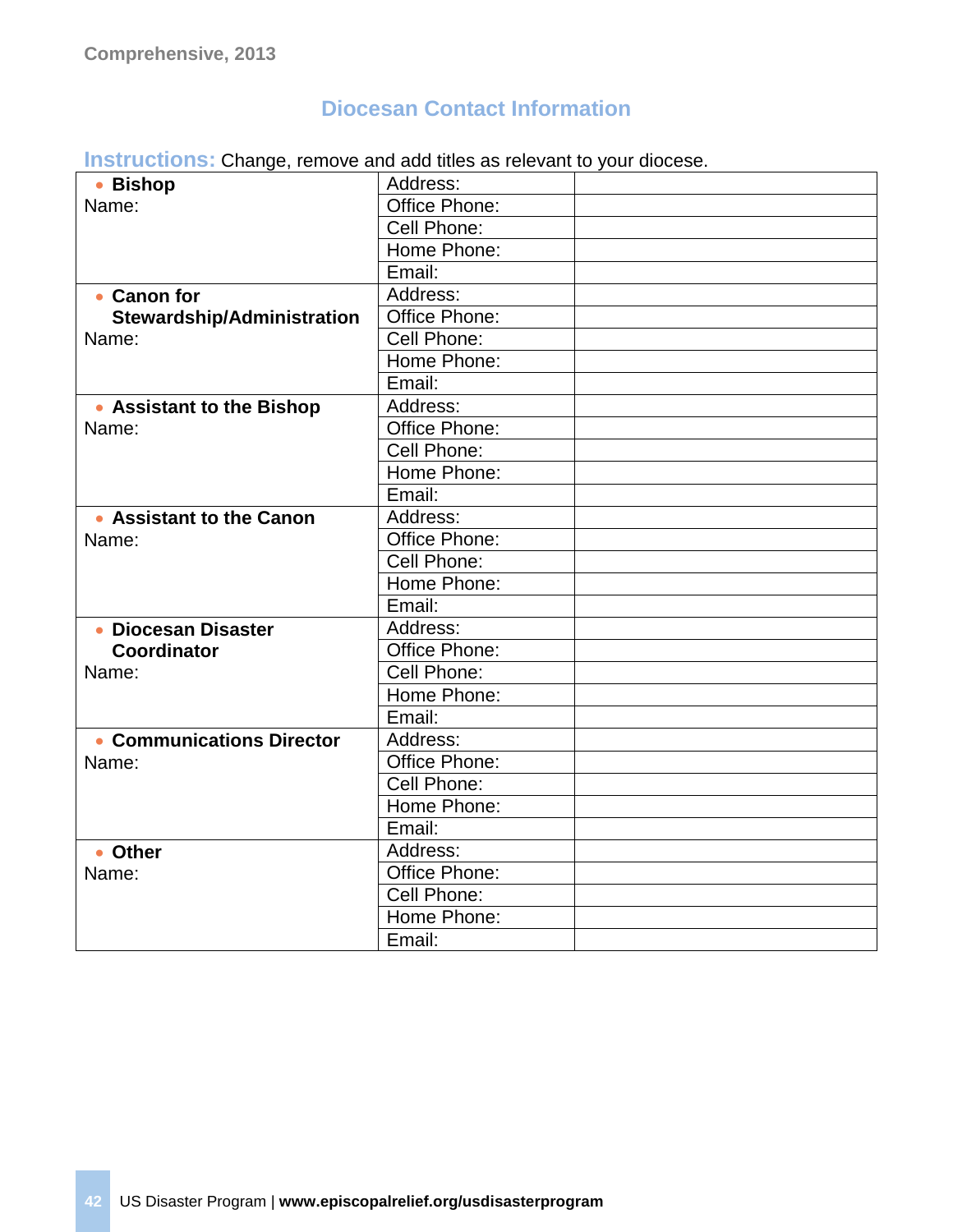## Diocesan Contact Information

**Instructions:** Change, remove and add titles as relevant to your diocese.

| | | |
|---|---|---|
| • **Bishop**<br>Name: | Address: | |
| | Office Phone: | |
| | Cell Phone: | |
| | Home Phone: | |
| | Email: | |
| • **Canon for Stewardship/Administration**<br>Name: | Address: | |
| | Office Phone: | |
| | Cell Phone: | |
| | Home Phone: | |
| | Email: | |
| • **Assistant to the Bishop**<br>Name: | Address: | |
| | Office Phone: | |
| | Cell Phone: | |
| | Home Phone: | |
| | Email: | |
| • **Assistant to the Canon**<br>Name: | Address: | |
| | Office Phone: | |
| | Cell Phone: | |
| | Home Phone: | |
| | Email: | |
| • **Diocesan Disaster Coordinator**<br>Name: | Address: | |
| | Office Phone: | |
| | Cell Phone: | |
| | Home Phone: | |
| | Email: | |
| • **Communications Director**<br>Name: | Address: | |
| | Office Phone: | |
| | Cell Phone: | |
| | Home Phone: | |
| | Email: | |
| • **Other**<br>Name: | Address: | |
| | Office Phone: | |
| | Cell Phone: | |
| | Home Phone: | |
| | Email: | |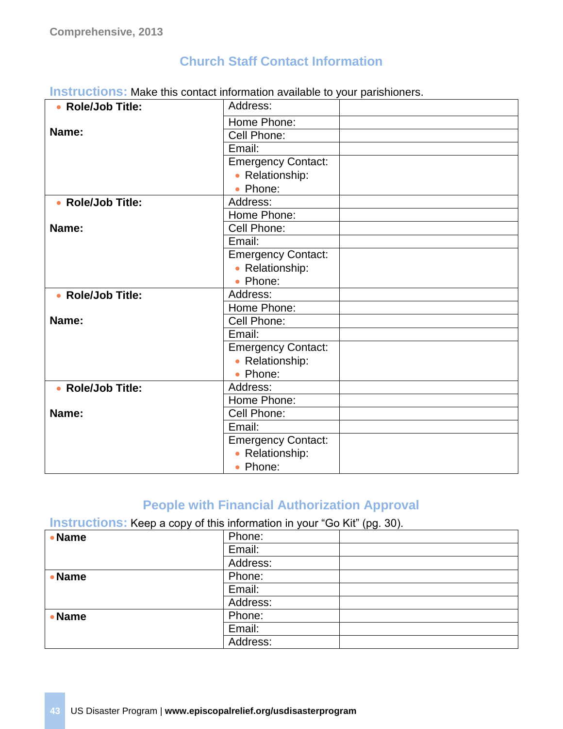## Church Staff Contact Information

**Instructions:** Make this contact information available to your parishioners.

| | | |
|---|---|---|
| • **Role/Job Title:**<br><br>**Name:** | Address: | |
| | Home Phone: | |
| | Cell Phone: | |
| | Email: | |
| | Emergency Contact:<br>• Relationship:<br>• Phone: | |
| • **Role/Job Title:**<br><br>**Name:** | Address: | |
| | Home Phone: | |
| | Cell Phone: | |
| | Email: | |
| | Emergency Contact:<br>• Relationship:<br>• Phone: | |
| • **Role/Job Title:**<br><br>**Name:** | Address: | |
| | Home Phone: | |
| | Cell Phone: | |
| | Email: | |
| | Emergency Contact:<br>• Relationship:<br>• Phone: | |
| • **Role/Job Title:**<br><br>**Name:** | Address: | |
| | Home Phone: | |
| | Cell Phone: | |
| | Email: | |
| | Emergency Contact:<br>• Relationship:<br>• Phone: | |

## People with Financial Authorization Approval

**Instructions:** Keep a copy of this information in your "Go Kit" (pg. 30).

| | | |
|---|---|---|
| • **Name** | Phone: | |
| | Email: | |
| | Address: | |
| • **Name** | Phone: | |
| | Email: | |
| | Address: | |
| • **Name** | Phone: | |
| | Email: | |
| | Address: | |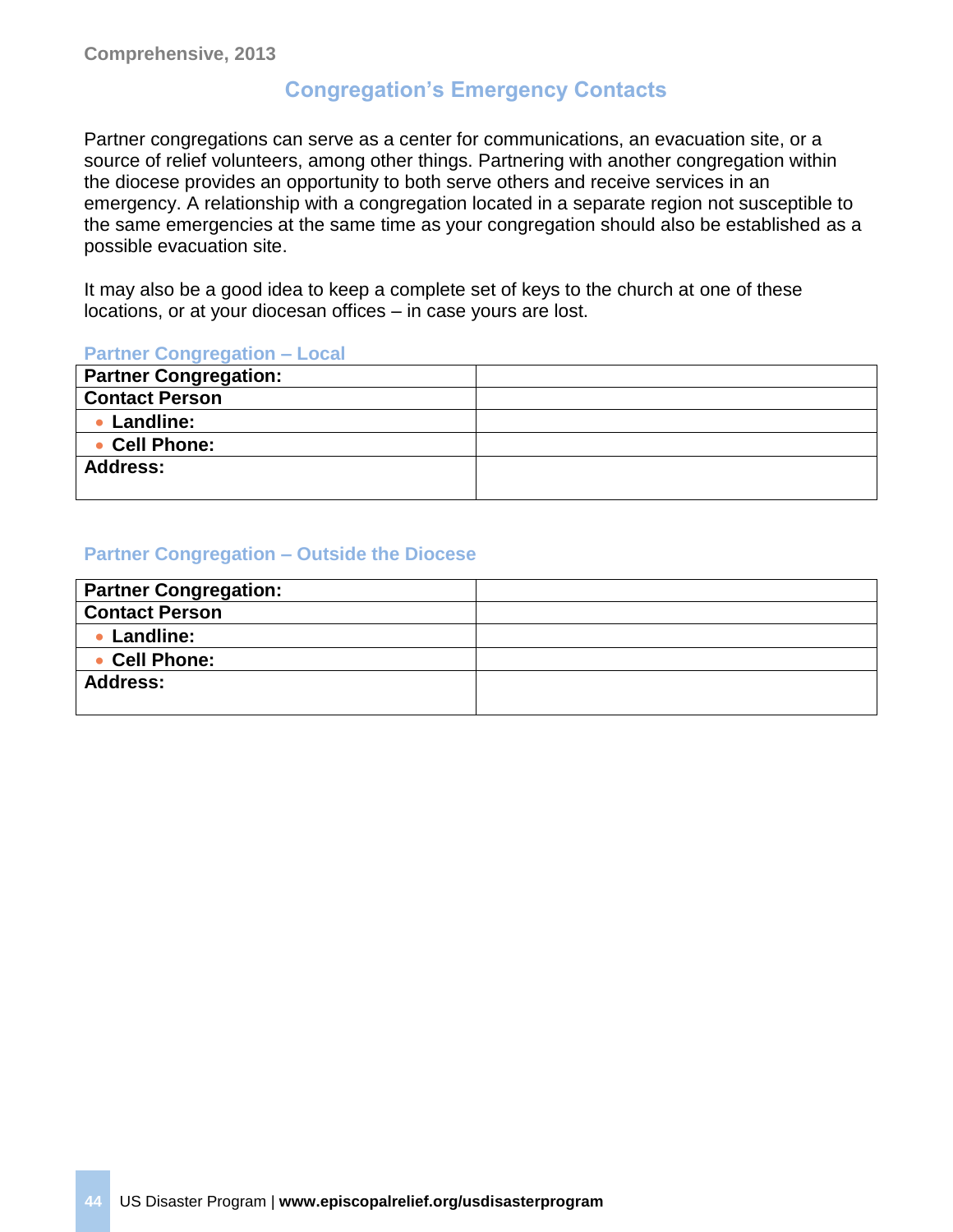## Congregation's Emergency Contacts

Partner congregations can serve as a center for communications, an evacuation site, or a source of relief volunteers, among other things. Partnering with another congregation within the diocese provides an opportunity to both serve others and receive services in an emergency. A relationship with a congregation located in a separate region not susceptible to the same emergencies at the same time as your congregation should also be established as a possible evacuation site.

It may also be a good idea to keep a complete set of keys to the church at one of these locations, or at your diocesan offices – in case yours are lost.

### Partner Congregation – Local

| **Partner Congregation:** | |
|---|---|
| **Contact Person** | |
| • **Landline:** | |
| • **Cell Phone:** | |
| **Address:** | |

### Partner Congregation – Outside the Diocese

| **Partner Congregation:** | |
|---|---|
| **Contact Person** | |
| • **Landline:** | |
| • **Cell Phone:** | |
| **Address:** | |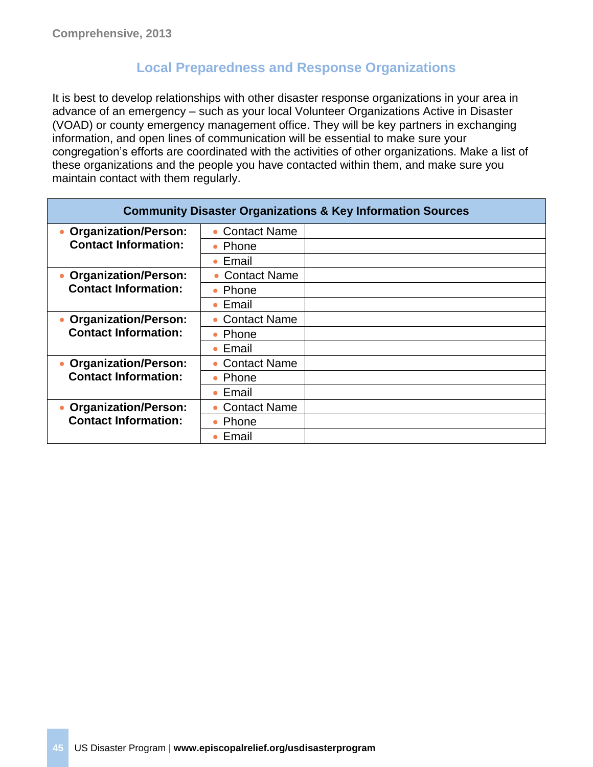## Local Preparedness and Response Organizations

It is best to develop relationships with other disaster response organizations in your area in advance of an emergency – such as your local Volunteer Organizations Active in Disaster (VOAD) or county emergency management office. They will be key partners in exchanging information, and open lines of communication will be essential to make sure your congregation's efforts are coordinated with the activities of other organizations. Make a list of these organizations and the people you have contacted within them, and make sure you maintain contact with them regularly.

| Community Disaster Organizations & Key Information Sources | | |
|---|---|---|
| • **Organization/Person:** **Contact Information:** | • Contact Name | |
| | • Phone | |
| | • Email | |
| • **Organization/Person:** **Contact Information:** | • Contact Name | |
| | • Phone | |
| | • Email | |
| • **Organization/Person:** **Contact Information:** | • Contact Name | |
| | • Phone | |
| | • Email | |
| • **Organization/Person:** **Contact Information:** | • Contact Name | |
| | • Phone | |
| | • Email | |
| • **Organization/Person:** **Contact Information:** | • Contact Name | |
| | • Phone | |
| | • Email | |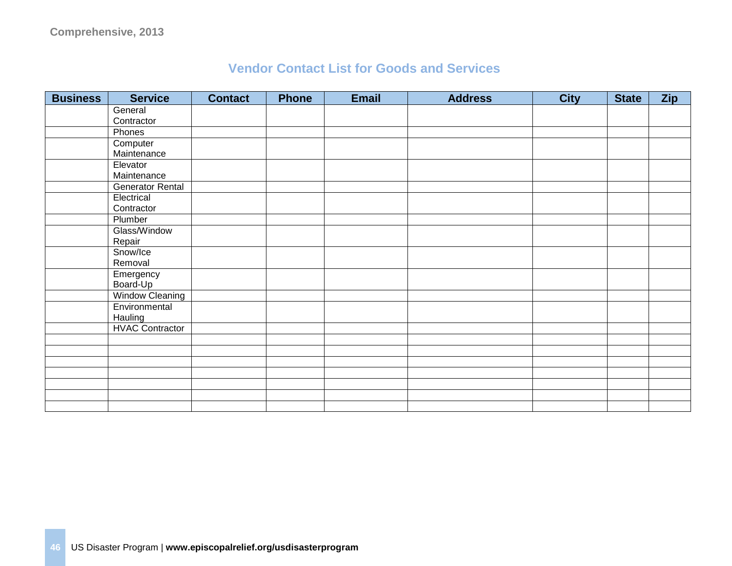## Vendor Contact List for Goods and Services

| Business | Service | Contact | Phone | Email | Address | City | State | Zip |
|---|---|---|---|---|---|---|---|---|
| | General Contractor | | | | | | | |
| | Phones | | | | | | | |
| | Computer Maintenance | | | | | | | |
| | Elevator Maintenance | | | | | | | |
| | Generator Rental | | | | | | | |
| | Electrical Contractor | | | | | | | |
| | Plumber | | | | | | | |
| | Glass/Window Repair | | | | | | | |
| | Snow/Ice Removal | | | | | | | |
| | Emergency Board-Up | | | | | | | |
| | Window Cleaning | | | | | | | |
| | Environmental Hauling | | | | | | | |
| | HVAC Contractor | | | | | | | |
| | | | | | | | | |
| | | | | | | | | |
| | | | | | | | | |
| | | | | | | | | |
| | | | | | | | | |
| | | | | | | | | |
| | | | | | | | | |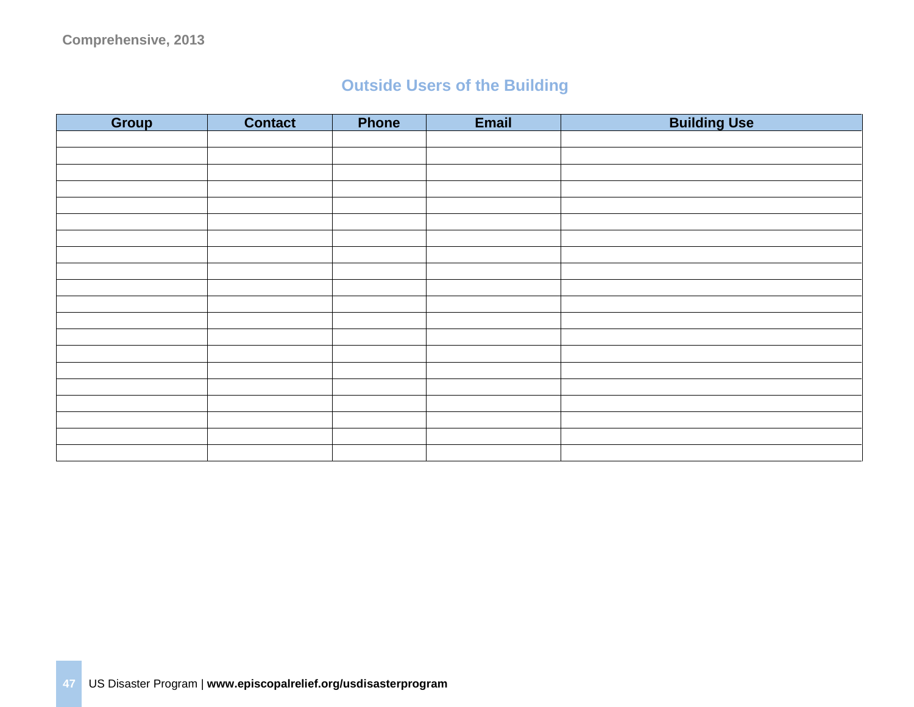## Outside Users of the Building

| Group | Contact | Phone | Email | Building Use |
|---|---|---|---|---|
| | | | | |
| | | | | |
| | | | | |
| | | | | |
| | | | | |
| | | | | |
| | | | | |
| | | | | |
| | | | | |
| | | | | |
| | | | | |
| | | | | |
| | | | | |
| | | | | |
| | | | | |
| | | | | |
| | | | | |
| | | | | |
| | | | | |
| | | | | |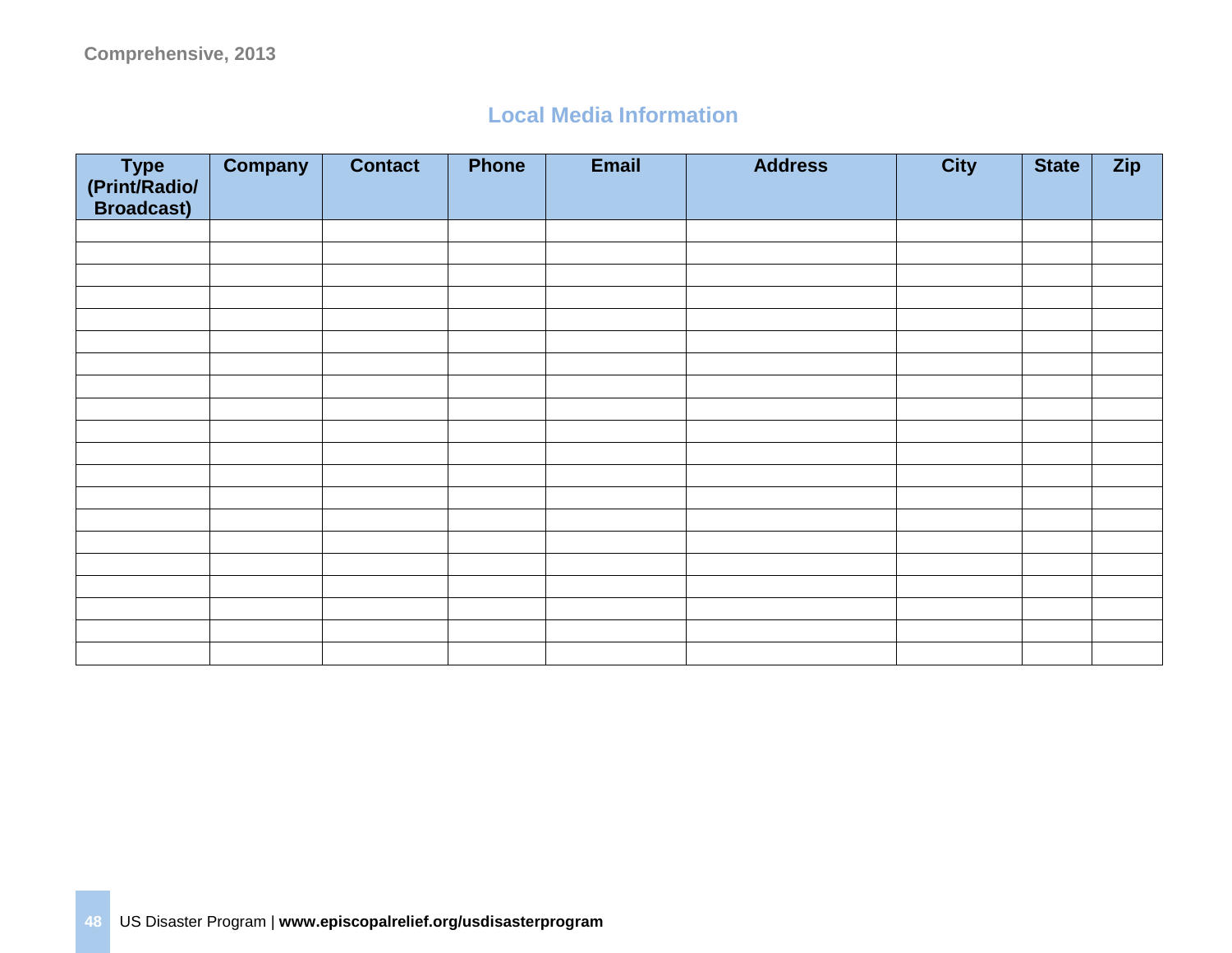## Local Media Information

| Type (Print/Radio/ Broadcast) | Company | Contact | Phone | Email | Address | City | State | Zip |
|---|---|---|---|---|---|---|---|---|
| | | | | | | | | |
| | | | | | | | | |
| | | | | | | | | |
| | | | | | | | | |
| | | | | | | | | |
| | | | | | | | | |
| | | | | | | | | |
| | | | | | | | | |
| | | | | | | | | |
| | | | | | | | | |
| | | | | | | | | |
| | | | | | | | | |
| | | | | | | | | |
| | | | | | | | | |
| | | | | | | | | |
| | | | | | | | | |
| | | | | | | | | |
| | | | | | | | | |
| | | | | | | | | |
| | | | | | | | | |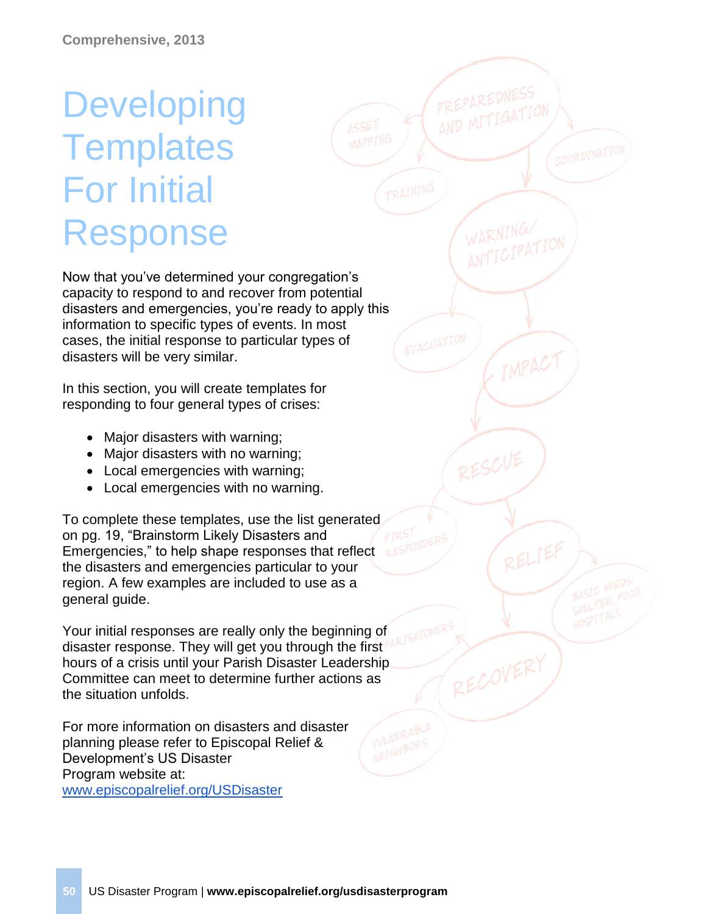# Developing Templates For Initial Response

Now that you've determined your congregation's capacity to respond to and recover from potential disasters and emergencies, you're ready to apply this information to specific types of events. In most cases, the initial response to particular types of disasters will be very similar.

In this section, you will create templates for responding to four general types of crises:

- Major disasters with warning;
- Major disasters with no warning;
- Local emergencies with warning;
- Local emergencies with no warning.

To complete these templates, use the list generated on pg. 19, "Brainstorm Likely Disasters and Emergencies," to help shape responses that reflect the disasters and emergencies particular to your region. A few examples are included to use as a general guide.

Your initial responses are really only the beginning of disaster response. They will get you through the first hours of a crisis until your Parish Disaster Leadership Committee can meet to determine further actions as the situation unfolds.

For more information on disasters and disaster planning please refer to Episcopal Relief & Development's US Disaster Program website at: [www.episcopalrelief.org/USDisaster](www.episcopalrelief.org/USDisaster)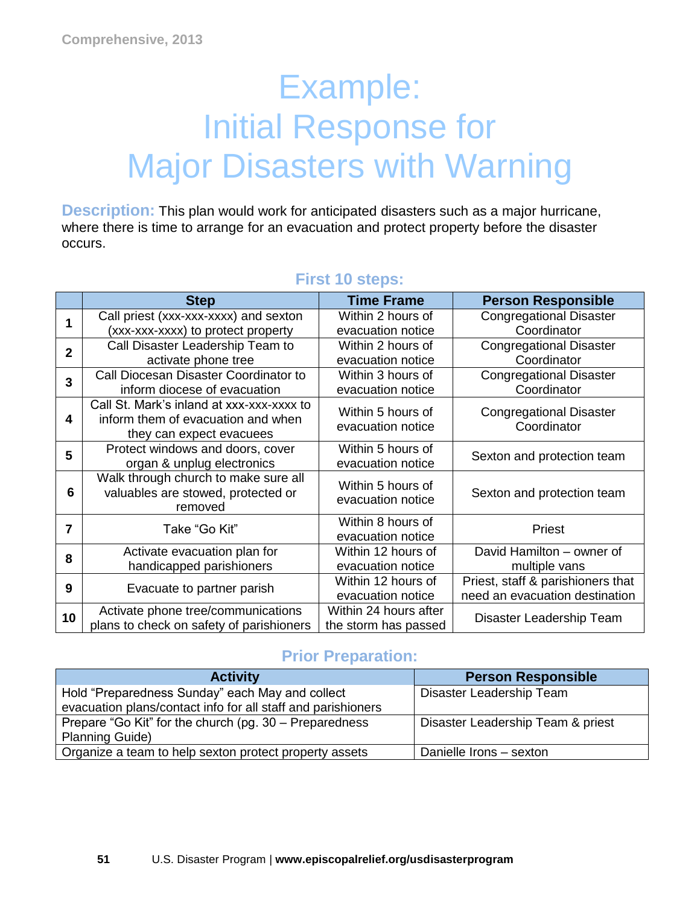# Example:
# Initial Response for
# Major Disasters with Warning

**Description:** This plan would work for anticipated disasters such as a major hurricane, where there is time to arrange for an evacuation and protect property before the disaster occurs.

## First 10 steps:

| | Step | Time Frame | Person Responsible |
|---|---|---|---|
| **1** | Call priest (xxx-xxx-xxxx) and sexton (xxx-xxx-xxxx) to protect property | Within 2 hours of evacuation notice | Congregational Disaster Coordinator |
| **2** | Call Disaster Leadership Team to activate phone tree | Within 2 hours of evacuation notice | Congregational Disaster Coordinator |
| **3** | Call Diocesan Disaster Coordinator to inform diocese of evacuation | Within 3 hours of evacuation notice | Congregational Disaster Coordinator |
| **4** | Call St. Mark's inland at xxx-xxx-xxxx to inform them of evacuation and when they can expect evacuees | Within 5 hours of evacuation notice | Congregational Disaster Coordinator |
| **5** | Protect windows and doors, cover organ & unplug electronics | Within 5 hours of evacuation notice | Sexton and protection team |
| **6** | Walk through church to make sure all valuables are stowed, protected or removed | Within 5 hours of evacuation notice | Sexton and protection team |
| **7** | Take "Go Kit" | Within 8 hours of evacuation notice | Priest |
| **8** | Activate evacuation plan for handicapped parishioners | Within 12 hours of evacuation notice | David Hamilton – owner of multiple vans |
| **9** | Evacuate to partner parish | Within 12 hours of evacuation notice | Priest, staff & parishioners that need an evacuation destination |
| **10** | Activate phone tree/communications plans to check on safety of parishioners | Within 24 hours after the storm has passed | Disaster Leadership Team |

## Prior Preparation:

| Activity | Person Responsible |
|---|---|
| Hold "Preparedness Sunday" each May and collect evacuation plans/contact info for all staff and parishioners | Disaster Leadership Team |
| Prepare "Go Kit" for the church (pg. 30 – Preparedness Planning Guide) | Disaster Leadership Team & priest |
| Organize a team to help sexton protect property assets | Danielle Irons – sexton |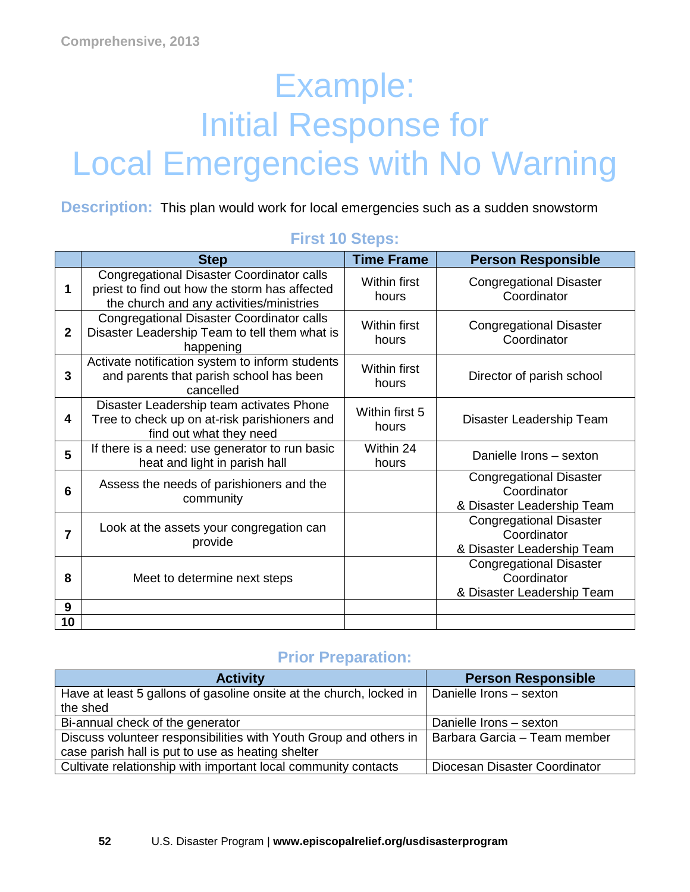# Example:
# Initial Response for
# Local Emergencies with No Warning

**Description:** This plan would work for local emergencies such as a sudden snowstorm

## First 10 Steps:

| | Step | Time Frame | Person Responsible |
|---|---|---|---|
| **1** | Congregational Disaster Coordinator calls priest to find out how the storm has affected the church and any activities/ministries | Within first hours | Congregational Disaster Coordinator |
| **2** | Congregational Disaster Coordinator calls Disaster Leadership Team to tell them what is happening | Within first hours | Congregational Disaster Coordinator |
| **3** | Activate notification system to inform students and parents that parish school has been cancelled | Within first hours | Director of parish school |
| **4** | Disaster Leadership team activates Phone Tree to check up on at-risk parishioners and find out what they need | Within first 5 hours | Disaster Leadership Team |
| **5** | If there is a need: use generator to run basic heat and light in parish hall | Within 24 hours | Danielle Irons – sexton |
| **6** | Assess the needs of parishioners and the community | | Congregational Disaster Coordinator & Disaster Leadership Team |
| **7** | Look at the assets your congregation can provide | | Congregational Disaster Coordinator & Disaster Leadership Team |
| **8** | Meet to determine next steps | | Congregational Disaster Coordinator & Disaster Leadership Team |
| **9** | | | |
| **10** | | | |

## Prior Preparation:

| Activity | Person Responsible |
|---|---|
| Have at least 5 gallons of gasoline onsite at the church, locked in the shed | Danielle Irons – sexton |
| Bi-annual check of the generator | Danielle Irons – sexton |
| Discuss volunteer responsibilities with Youth Group and others in case parish hall is put to use as heating shelter | Barbara Garcia – Team member |
| Cultivate relationship with important local community contacts | Diocesan Disaster Coordinator |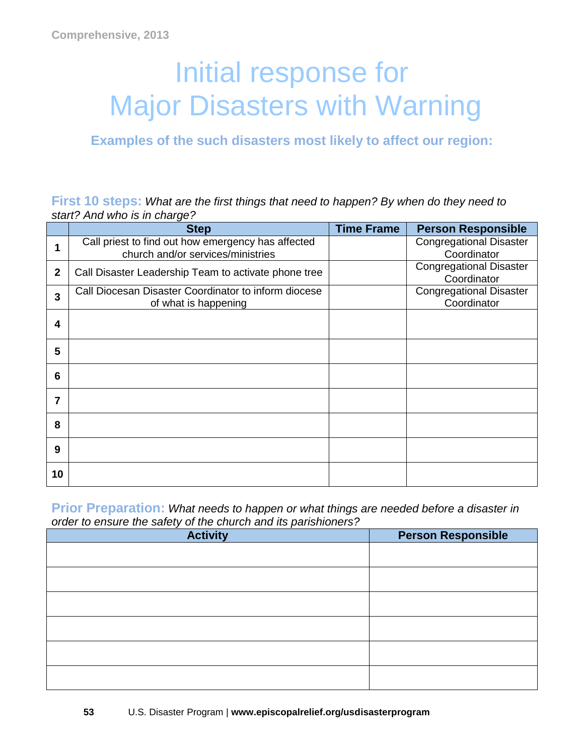Comprehensive, 2013

# Initial response for Major Disasters with Warning

### Examples of the such disasters most likely to affect our region:

**First 10 steps:** *What are the first things that need to happen? By when do they need to start? And who is in charge?*

| | Step | Time Frame | Person Responsible |
|---|---|---|---|
| **1** | Call priest to find out how emergency has affected church and/or services/ministries | | Congregational Disaster Coordinator |
| **2** | Call Disaster Leadership Team to activate phone tree | | Congregational Disaster Coordinator |
| **3** | Call Diocesan Disaster Coordinator to inform diocese of what is happening | | Congregational Disaster Coordinator |
| **4** | | | |
| **5** | | | |
| **6** | | | |
| **7** | | | |
| **8** | | | |
| **9** | | | |
| **10** | | | |

**Prior Preparation:** *What needs to happen or what things are needed before a disaster in order to ensure the safety of the church and its parishioners?*

| Activity | Person Responsible |
|---|---|
| | |
| | |
| | |
| | |
| | |
| | |

U.S. Disaster Program | **www.episcopalrelief.org/usdisasterprogram**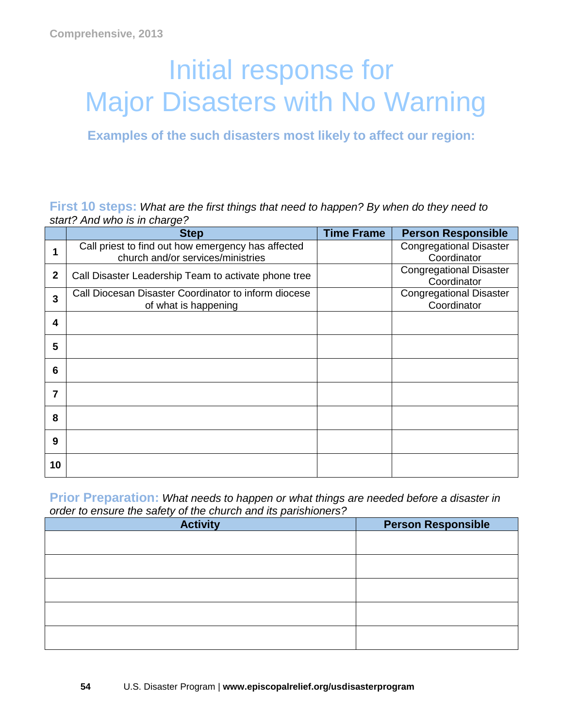Comprehensive, 2013

# Initial response for Major Disasters with No Warning

**Examples of the such disasters most likely to affect our region:**

**First 10 steps:** *What are the first things that need to happen? By when do they need to start? And who is in charge?*

| | Step | Time Frame | Person Responsible |
|---|---|---|---|
| **1** | Call priest to find out how emergency has affected church and/or services/ministries | | Congregational Disaster Coordinator |
| **2** | Call Disaster Leadership Team to activate phone tree | | Congregational Disaster Coordinator |
| **3** | Call Diocesan Disaster Coordinator to inform diocese of what is happening | | Congregational Disaster Coordinator |
| **4** | | | |
| **5** | | | |
| **6** | | | |
| **7** | | | |
| **8** | | | |
| **9** | | | |
| **10** | | | |

**Prior Preparation:** *What needs to happen or what things are needed before a disaster in order to ensure the safety of the church and its parishioners?*

| Activity | Person Responsible |
|---|---|
| | |
| | |
| | |
| | |
| | |

U.S. Disaster Program | **www.episcopalrelief.org/usdisasterprogram**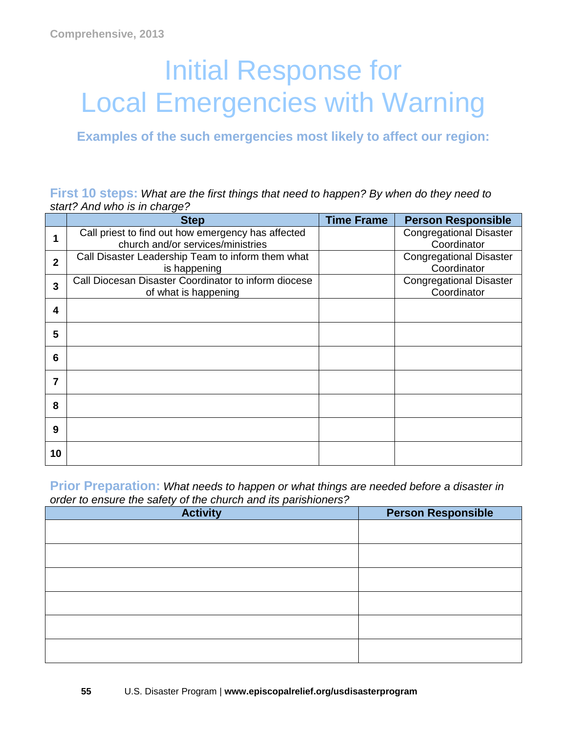Comprehensive, 2013

# Initial Response for Local Emergencies with Warning

### Examples of the such emergencies most likely to affect our region:

**First 10 steps:** *What are the first things that need to happen? By when do they need to start? And who is in charge?*

| | Step | Time Frame | Person Responsible |
|---|---|---|---|
| **1** | Call priest to find out how emergency has affected church and/or services/ministries | | Congregational Disaster Coordinator |
| **2** | Call Disaster Leadership Team to inform them what is happening | | Congregational Disaster Coordinator |
| **3** | Call Diocesan Disaster Coordinator to inform diocese of what is happening | | Congregational Disaster Coordinator |
| **4** | | | |
| **5** | | | |
| **6** | | | |
| **7** | | | |
| **8** | | | |
| **9** | | | |
| **10** | | | |

**Prior Preparation:** *What needs to happen or what things are needed before a disaster in order to ensure the safety of the church and its parishioners?*

| Activity | Person Responsible |
|---|---|
| | |
| | |
| | |
| | |
| | |
| | |

U.S. Disaster Program | **www.episcopalrelief.org/usdisasterprogram**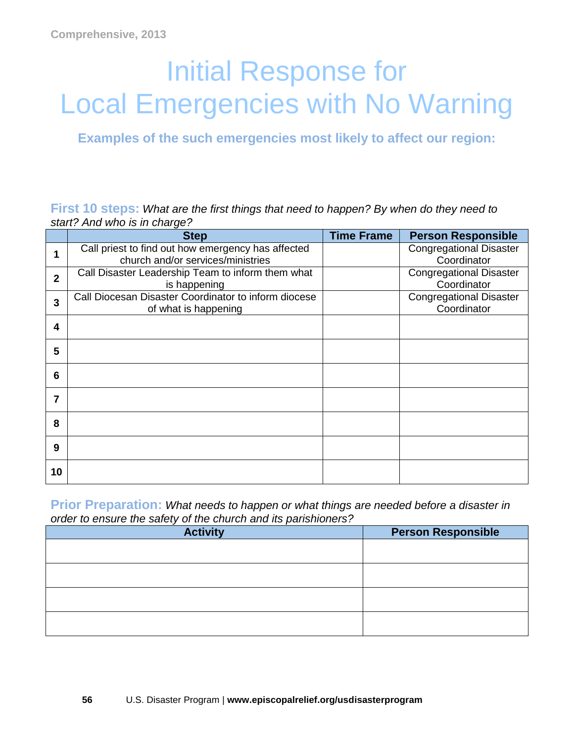Comprehensive, 2013

# Initial Response for Local Emergencies with No Warning

### Examples of the such emergencies most likely to affect our region:

**First 10 steps:** *What are the first things that need to happen? By when do they need to start? And who is in charge?*

| | Step | Time Frame | Person Responsible |
|---|---|---|---|
| **1** | Call priest to find out how emergency has affected church and/or services/ministries | | Congregational Disaster Coordinator |
| **2** | Call Disaster Leadership Team to inform them what is happening | | Congregational Disaster Coordinator |
| **3** | Call Diocesan Disaster Coordinator to inform diocese of what is happening | | Congregational Disaster Coordinator |
| **4** | | | |
| **5** | | | |
| **6** | | | |
| **7** | | | |
| **8** | | | |
| **9** | | | |
| **10** | | | |

**Prior Preparation:** *What needs to happen or what things are needed before a disaster in order to ensure the safety of the church and its parishioners?*

| Activity | Person Responsible |
|---|---|
| | |
| | |
| | |
| | |

U.S. Disaster Program | **www.episcopalrelief.org/usdisasterprogram**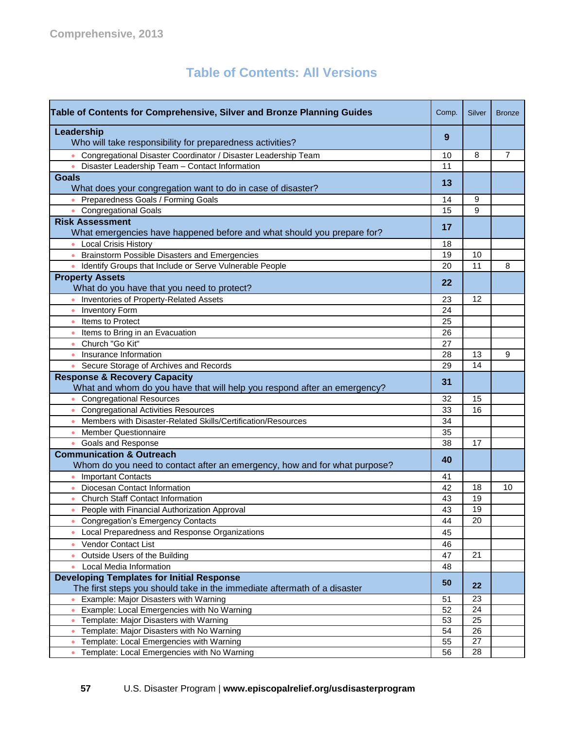# Table of Contents: All Versions

| Table of Contents for Comprehensive, Silver and Bronze Planning Guides | Comp. | Silver | Bronze |
|---|---|---|---|
| **Leadership** Who will take responsibility for preparedness activities? | **9** | | |
| • Congregational Disaster Coordinator / Disaster Leadership Team | 10 | 8 | 7 |
| • Disaster Leadership Team – Contact Information | 11 | | |
| **Goals** What does your congregation want to do in case of disaster? | **13** | | |
| • Preparedness Goals / Forming Goals | 14 | 9 | |
| • Congregational Goals | 15 | 9 | |
| **Risk Assessment** What emergencies have happened before and what should you prepare for? | **17** | | |
| • Local Crisis History | 18 | | |
| • Brainstorm Possible Disasters and Emergencies | 19 | 10 | |
| • Identify Groups that Include or Serve Vulnerable People | 20 | 11 | 8 |
| **Property Assets** What do you have that you need to protect? | **22** | | |
| • Inventories of Property-Related Assets | 23 | 12 | |
| • Inventory Form | 24 | | |
| • Items to Protect | 25 | | |
| • Items to Bring in an Evacuation | 26 | | |
| • Church "Go Kit" | 27 | | |
| • Insurance Information | 28 | 13 | 9 |
| • Secure Storage of Archives and Records | 29 | 14 | |
| **Response & Recovery Capacity** What and whom do you have that will help you respond after an emergency? | **31** | | |
| • Congregational Resources | 32 | 15 | |
| • Congregational Activities Resources | 33 | 16 | |
| • Members with Disaster-Related Skills/Certification/Resources | 34 | | |
| • Member Questionnaire | 35 | | |
| • Goals and Response | 38 | 17 | |
| **Communication & Outreach** Whom do you need to contact after an emergency, how and for what purpose? | **40** | | |
| • Important Contacts | 41 | | |
| • Diocesan Contact Information | 42 | 18 | 10 |
| • Church Staff Contact Information | 43 | 19 | |
| • People with Financial Authorization Approval | 43 | 19 | |
| • Congregation's Emergency Contacts | 44 | 20 | |
| • Local Preparedness and Response Organizations | 45 | | |
| • Vendor Contact List | 46 | | |
| • Outside Users of the Building | 47 | 21 | |
| • Local Media Information | 48 | | |
| **Developing Templates for Initial Response** The first steps you should take in the immediate aftermath of a disaster | **50** | **22** | |
| • Example: Major Disasters with Warning | 51 | 23 | |
| • Example: Local Emergencies with No Warning | 52 | 24 | |
| • Template: Major Disasters with Warning | 53 | 25 | |
| • Template: Major Disasters with No Warning | 54 | 26 | |
| • Template: Local Emergencies with Warning | 55 | 27 | |
| • Template: Local Emergencies with No Warning | 56 | 28 | |